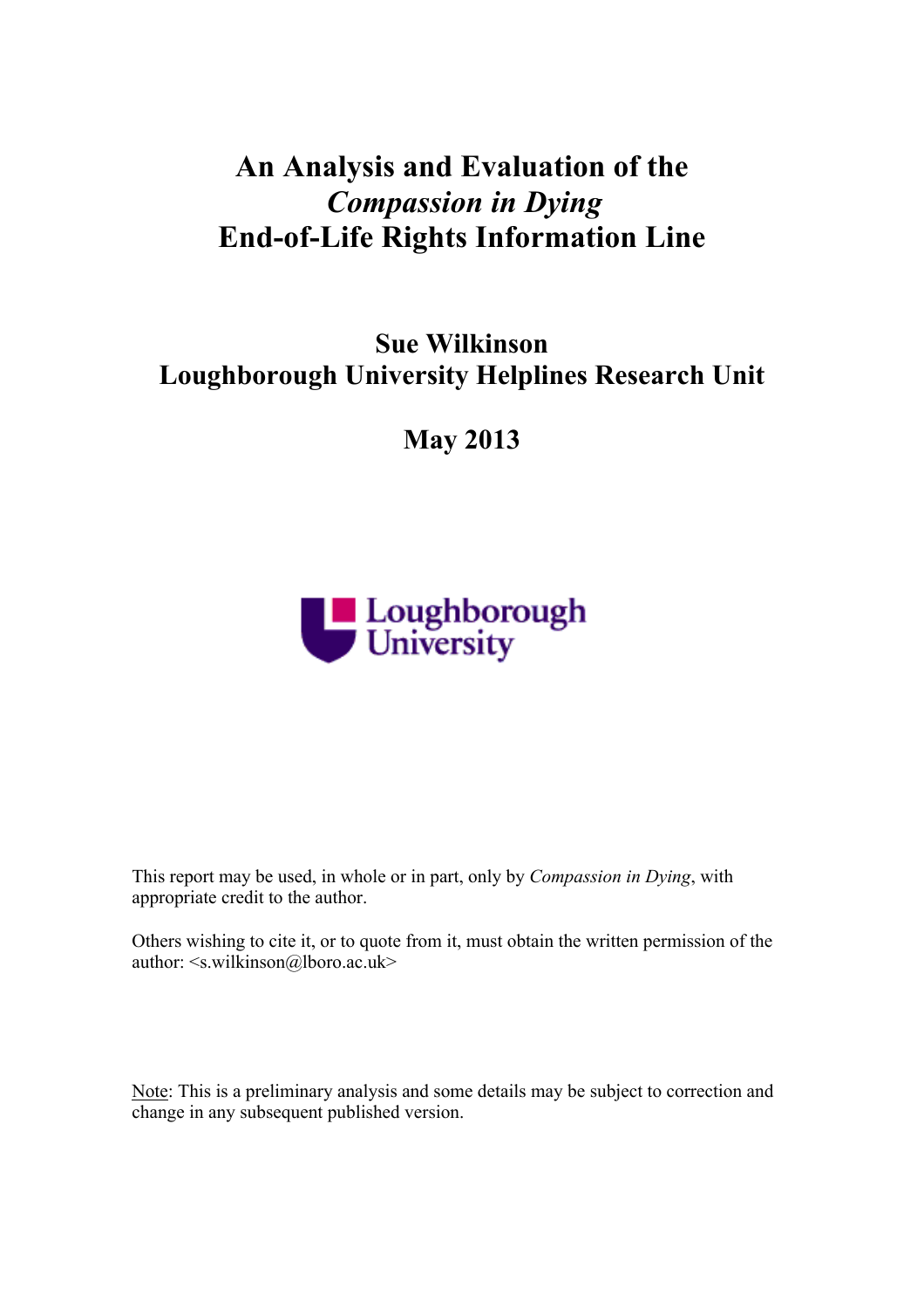# An Analysis and Evaluation of the *Compassion in Dying* End-of-Life Rights Information Line

## Sue Wilkinson
## Loughborough University Helplines Research Unit

## May 2013

This report may be used, in whole or in part, only by *Compassion in Dying*, with appropriate credit to the author.

Others wishing to cite it, or to quote from it, must obtain the written permission of the author: <s.wilkinson@lboro.ac.uk>

Note: This is a preliminary analysis and some details may be subject to correction and change in any subsequent published version.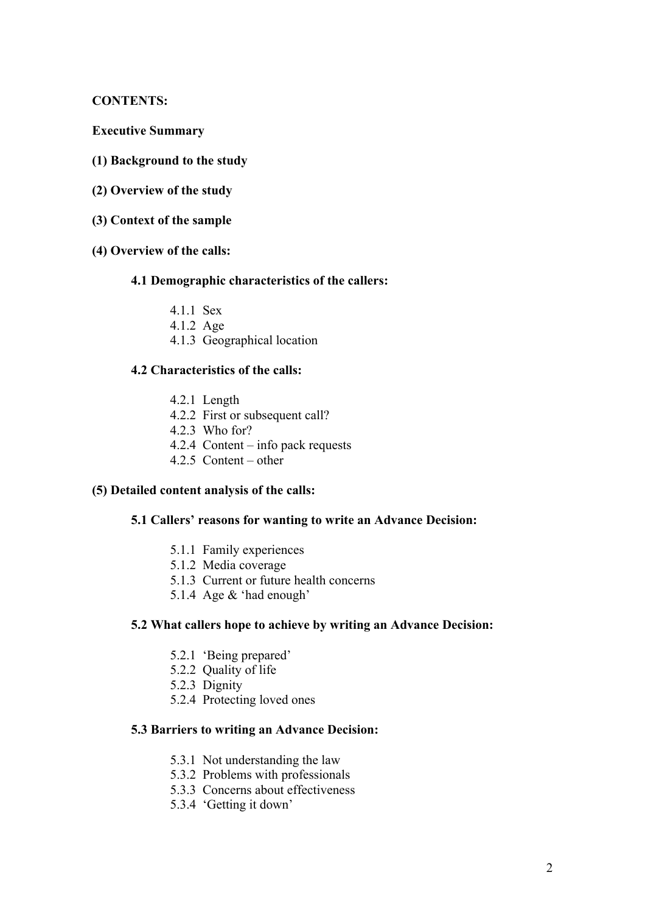**CONTENTS:**

**Executive Summary**

**(1) Background to the study**

**(2) Overview of the study**

**(3) Context of the sample**

**(4) Overview of the calls:**

**4.1 Demographic characteristics of the callers:**

- 4.1.1 Sex
- 4.1.2 Age
- 4.1.3 Geographical location

**4.2 Characteristics of the calls:**

- 4.2.1 Length
- 4.2.2 First or subsequent call?
- 4.2.3 Who for?
- 4.2.4 Content – info pack requests
- 4.2.5 Content – other

**(5) Detailed content analysis of the calls:**

**5.1 Callers' reasons for wanting to write an Advance Decision:**

- 5.1.1 Family experiences
- 5.1.2 Media coverage
- 5.1.3 Current or future health concerns
- 5.1.4 Age & 'had enough'

**5.2 What callers hope to achieve by writing an Advance Decision:**

- 5.2.1 'Being prepared'
- 5.2.2 Quality of life
- 5.2.3 Dignity
- 5.2.4 Protecting loved ones

**5.3 Barriers to writing an Advance Decision:**

- 5.3.1 Not understanding the law
- 5.3.2 Problems with professionals
- 5.3.3 Concerns about effectiveness
- 5.3.4 'Getting it down'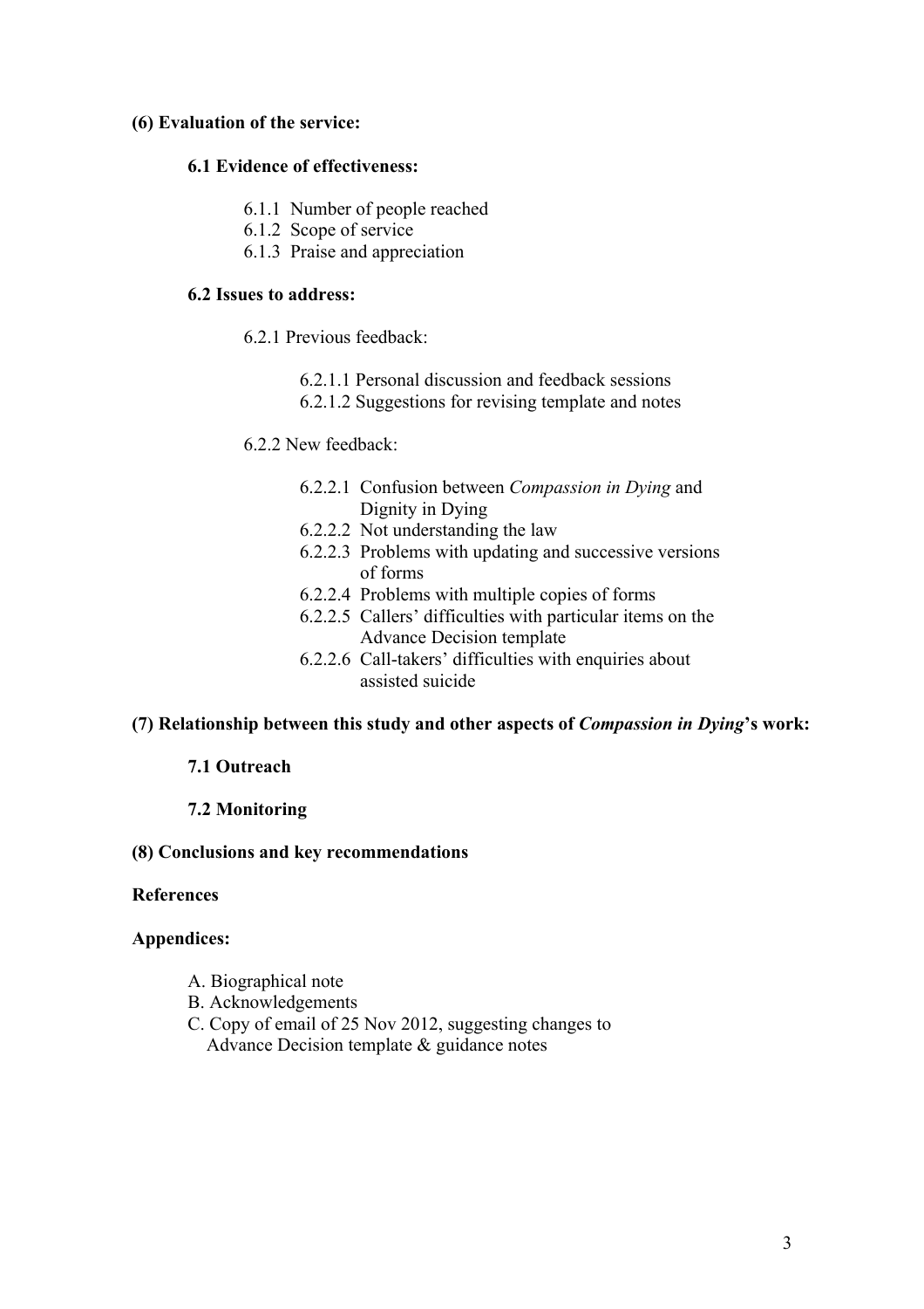**(6) Evaluation of the service:**

**6.1 Evidence of effectiveness:**

- 6.1.1 Number of people reached
- 6.1.2 Scope of service
- 6.1.3 Praise and appreciation

**6.2 Issues to address:**

6.2.1 Previous feedback:

- 6.2.1.1 Personal discussion and feedback sessions
- 6.2.1.2 Suggestions for revising template and notes

6.2.2 New feedback:

- 6.2.2.1 Confusion between *Compassion in Dying* and Dignity in Dying
- 6.2.2.2 Not understanding the law
- 6.2.2.3 Problems with updating and successive versions of forms
- 6.2.2.4 Problems with multiple copies of forms
- 6.2.2.5 Callers' difficulties with particular items on the Advance Decision template
- 6.2.2.6 Call-takers' difficulties with enquiries about assisted suicide

**(7) Relationship between this study and other aspects of *Compassion in Dying*'s work:**

**7.1 Outreach**

**7.2 Monitoring**

**(8) Conclusions and key recommendations**

**References**

**Appendices:**

- A. Biographical note
- B. Acknowledgements
- C. Copy of email of 25 Nov 2012, suggesting changes to Advance Decision template & guidance notes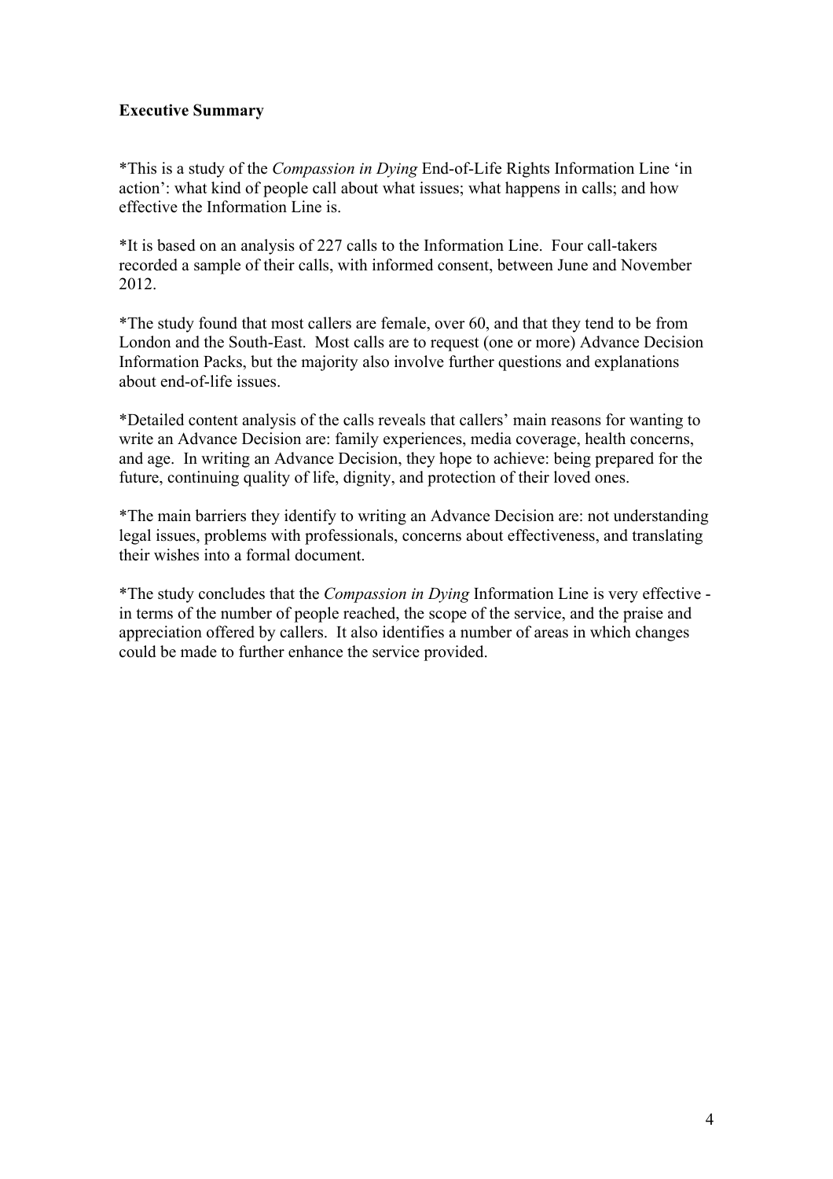**Executive Summary**

*This is a study of the *Compassion in Dying* End-of-Life Rights Information Line 'in action': what kind of people call about what issues; what happens in calls; and how effective the Information Line is.

*It is based on an analysis of 227 calls to the Information Line. Four call-takers recorded a sample of their calls, with informed consent, between June and November 2012.

*The study found that most callers are female, over 60, and that they tend to be from London and the South-East. Most calls are to request (one or more) Advance Decision Information Packs, but the majority also involve further questions and explanations about end-of-life issues.

*Detailed content analysis of the calls reveals that callers' main reasons for wanting to write an Advance Decision are: family experiences, media coverage, health concerns, and age. In writing an Advance Decision, they hope to achieve: being prepared for the future, continuing quality of life, dignity, and protection of their loved ones.

*The main barriers they identify to writing an Advance Decision are: not understanding legal issues, problems with professionals, concerns about effectiveness, and translating their wishes into a formal document.

*The study concludes that the *Compassion in Dying* Information Line is very effective - in terms of the number of people reached, the scope of the service, and the praise and appreciation offered by callers. It also identifies a number of areas in which changes could be made to further enhance the service provided.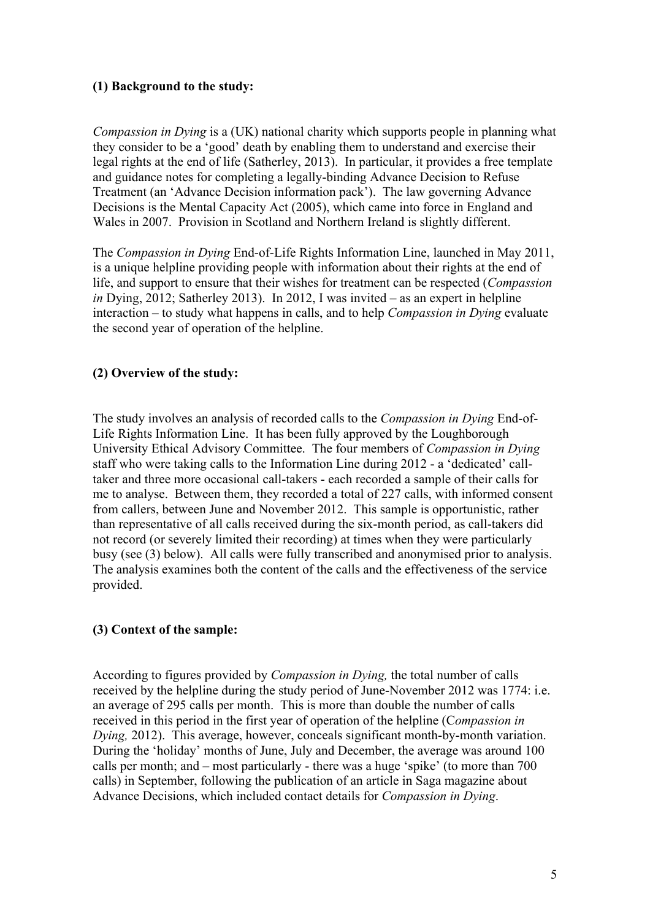### (1) Background to the study:

*Compassion in Dying* is a (UK) national charity which supports people in planning what they consider to be a 'good' death by enabling them to understand and exercise their legal rights at the end of life (Satherley, 2013). In particular, it provides a free template and guidance notes for completing a legally-binding Advance Decision to Refuse Treatment (an 'Advance Decision information pack'). The law governing Advance Decisions is the Mental Capacity Act (2005), which came into force in England and Wales in 2007. Provision in Scotland and Northern Ireland is slightly different.

The *Compassion in Dying* End-of-Life Rights Information Line, launched in May 2011, is a unique helpline providing people with information about their rights at the end of life, and support to ensure that their wishes for treatment can be respected (*Compassion in* Dying, 2012; Satherley 2013). In 2012, I was invited – as an expert in helpline interaction – to study what happens in calls, and to help *Compassion in Dying* evaluate the second year of operation of the helpline.

### (2) Overview of the study:

The study involves an analysis of recorded calls to the *Compassion in Dying* End-of-Life Rights Information Line. It has been fully approved by the Loughborough University Ethical Advisory Committee. The four members of *Compassion in Dying* staff who were taking calls to the Information Line during 2012 - a 'dedicated' call-taker and three more occasional call-takers - each recorded a sample of their calls for me to analyse. Between them, they recorded a total of 227 calls, with informed consent from callers, between June and November 2012. This sample is opportunistic, rather than representative of all calls received during the six-month period, as call-takers did not record (or severely limited their recording) at times when they were particularly busy (see (3) below). All calls were fully transcribed and anonymised prior to analysis. The analysis examines both the content of the calls and the effectiveness of the service provided.

### (3) Context of the sample:

According to figures provided by *Compassion in Dying,* the total number of calls received by the helpline during the study period of June-November 2012 was 1774: i.e. an average of 295 calls per month. This is more than double the number of calls received in this period in the first year of operation of the helpline (C*ompassion in Dying,* 2012). This average, however, conceals significant month-by-month variation. During the 'holiday' months of June, July and December, the average was around 100 calls per month; and – most particularly - there was a huge 'spike' (to more than 700 calls) in September, following the publication of an article in Saga magazine about Advance Decisions, which included contact details for *Compassion in Dying*.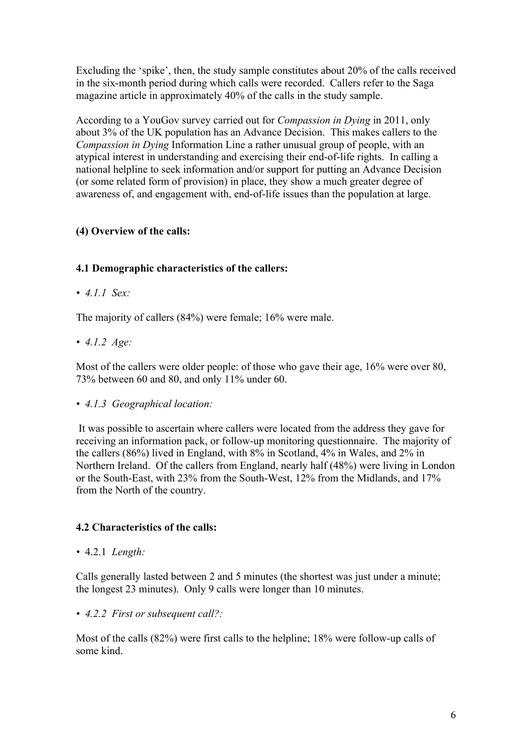Excluding the 'spike', then, the study sample constitutes about 20% of the calls received in the six-month period during which calls were recorded. Callers refer to the Saga magazine article in approximately 40% of the calls in the study sample.

According to a YouGov survey carried out for *Compassion in Dying* in 2011, only about 3% of the UK population has an Advance Decision. This makes callers to the *Compassion in Dying* Information Line a rather unusual group of people, with an atypical interest in understanding and exercising their end-of-life rights. In calling a national helpline to seek information and/or support for putting an Advance Decision (or some related form of provision) in place, they show a much greater degree of awareness of, and engagement with, end-of-life issues than the population at large.

## (4) Overview of the calls:

### 4.1 Demographic characteristics of the callers:

- *4.1.1 Sex:*

The majority of callers (84%) were female; 16% were male.

- *4.1.2 Age:*

Most of the callers were older people: of those who gave their age, 16% were over 80, 73% between 60 and 80, and only 11% under 60.

- *4.1.3 Geographical location:*

It was possible to ascertain where callers were located from the address they gave for receiving an information pack, or follow-up monitoring questionnaire. The majority of the callers (86%) lived in England, with 8% in Scotland, 4% in Wales, and 2% in Northern Ireland. Of the callers from England, nearly half (48%) were living in London or the South-East, with 23% from the South-West, 12% from the Midlands, and 17% from the North of the country.

### 4.2 Characteristics of the calls:

- 4.2.1 *Length:*

Calls generally lasted between 2 and 5 minutes (the shortest was just under a minute; the longest 23 minutes). Only 9 calls were longer than 10 minutes.

- *4.2.2 First or subsequent call?:*

Most of the calls (82%) were first calls to the helpline; 18% were follow-up calls of some kind.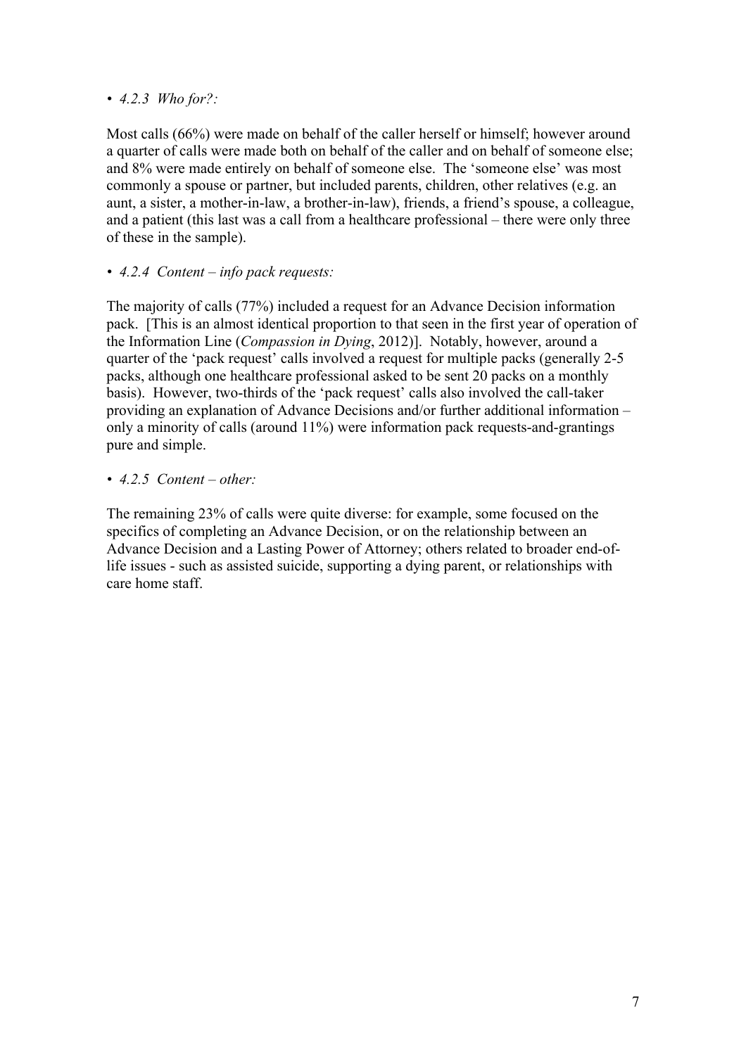- *4.2.3 Who for?:*

Most calls (66%) were made on behalf of the caller herself or himself; however around a quarter of calls were made both on behalf of the caller and on behalf of someone else; and 8% were made entirely on behalf of someone else. The 'someone else' was most commonly a spouse or partner, but included parents, children, other relatives (e.g. an aunt, a sister, a mother-in-law, a brother-in-law), friends, a friend's spouse, a colleague, and a patient (this last was a call from a healthcare professional – there were only three of these in the sample).

- *4.2.4 Content – info pack requests:*

The majority of calls (77%) included a request for an Advance Decision information pack. [This is an almost identical proportion to that seen in the first year of operation of the Information Line (*Compassion in Dying*, 2012)]. Notably, however, around a quarter of the 'pack request' calls involved a request for multiple packs (generally 2-5 packs, although one healthcare professional asked to be sent 20 packs on a monthly basis). However, two-thirds of the 'pack request' calls also involved the call-taker providing an explanation of Advance Decisions and/or further additional information – only a minority of calls (around 11%) were information pack requests-and-grantings pure and simple.

- *4.2.5 Content – other:*

The remaining 23% of calls were quite diverse: for example, some focused on the specifics of completing an Advance Decision, or on the relationship between an Advance Decision and a Lasting Power of Attorney; others related to broader end-of-life issues - such as assisted suicide, supporting a dying parent, or relationships with care home staff.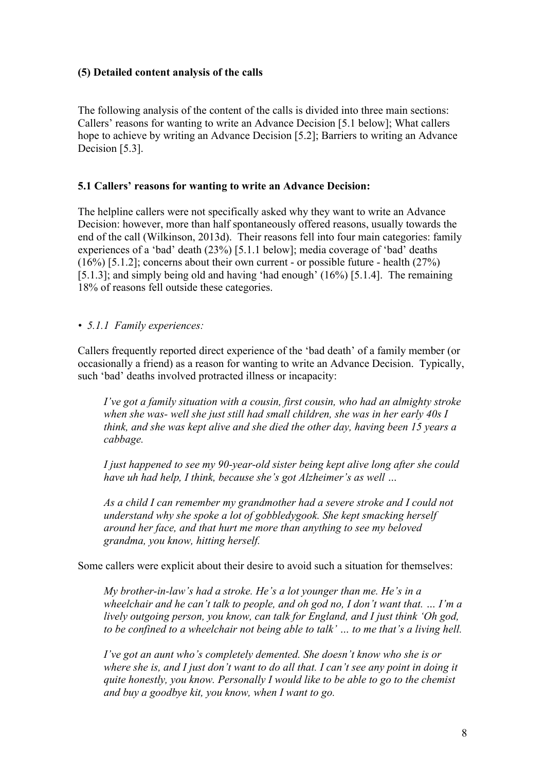**(5) Detailed content analysis of the calls**

The following analysis of the content of the calls is divided into three main sections: Callers' reasons for wanting to write an Advance Decision [5.1 below]; What callers hope to achieve by writing an Advance Decision [5.2]; Barriers to writing an Advance Decision [5.3].

**5.1 Callers' reasons for wanting to write an Advance Decision:**

The helpline callers were not specifically asked why they want to write an Advance Decision: however, more than half spontaneously offered reasons, usually towards the end of the call (Wilkinson, 2013d). Their reasons fell into four main categories: family experiences of a 'bad' death (23%) [5.1.1 below]; media coverage of 'bad' deaths (16%) [5.1.2]; concerns about their own current - or possible future - health (27%) [5.1.3]; and simply being old and having 'had enough' (16%) [5.1.4]. The remaining 18% of reasons fell outside these categories.

- *5.1.1 Family experiences:*

Callers frequently reported direct experience of the 'bad death' of a family member (or occasionally a friend) as a reason for wanting to write an Advance Decision. Typically, such 'bad' deaths involved protracted illness or incapacity:

> *I've got a family situation with a cousin, first cousin, who had an almighty stroke when she was- well she just still had small children, she was in her early 40s I think, and she was kept alive and she died the other day, having been 15 years a cabbage.*

> *I just happened to see my 90-year-old sister being kept alive long after she could have uh had help, I think, because she's got Alzheimer's as well …*

> *As a child I can remember my grandmother had a severe stroke and I could not understand why she spoke a lot of gobbledygook. She kept smacking herself around her face, and that hurt me more than anything to see my beloved grandma, you know, hitting herself.*

Some callers were explicit about their desire to avoid such a situation for themselves:

> *My brother-in-law's had a stroke. He's a lot younger than me. He's in a wheelchair and he can't talk to people, and oh god no, I don't want that. … I'm a lively outgoing person, you know, can talk for England, and I just think 'Oh god, to be confined to a wheelchair not being able to talk' … to me that's a living hell.*

> *I've got an aunt who's completely demented. She doesn't know who she is or where she is, and I just don't want to do all that. I can't see any point in doing it quite honestly, you know. Personally I would like to be able to go to the chemist and buy a goodbye kit, you know, when I want to go.*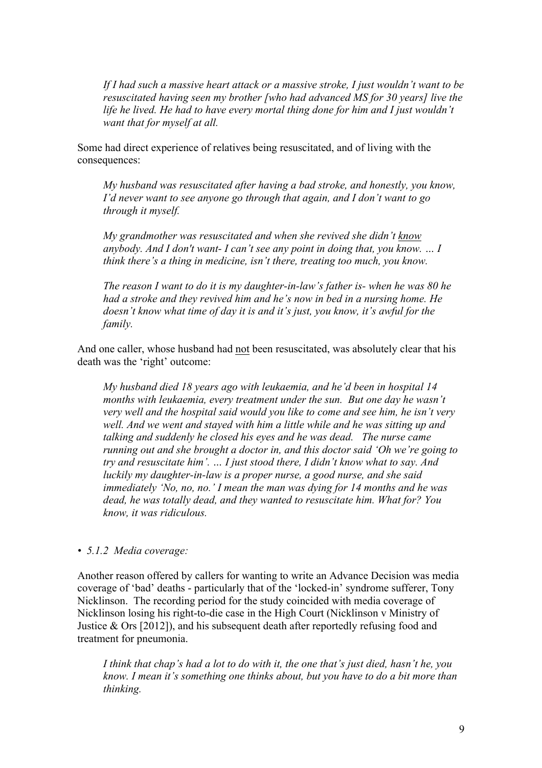> *If I had such a massive heart attack or a massive stroke, I just wouldn't want to be resuscitated having seen my brother [who had advanced MS for 30 years] live the life he lived. He had to have every mortal thing done for him and I just wouldn't want that for myself at all.*

Some had direct experience of relatives being resuscitated, and of living with the consequences:

> *My husband was resuscitated after having a bad stroke, and honestly, you know, I'd never want to see anyone go through that again, and I don't want to go through it myself.*

> *My grandmother was resuscitated and when she revived she didn't <u>know</u> anybody. And I don't want- I can't see any point in doing that, you know. … I think there's a thing in medicine, isn't there, treating too much, you know.*

> *The reason I want to do it is my daughter-in-law's father is- when he was 80 he had a stroke and they revived him and he's now in bed in a nursing home. He doesn't know what time of day it is and it's just, you know, it's awful for the family.*

And one caller, whose husband had <u>not</u> been resuscitated, was absolutely clear that his death was the 'right' outcome:

> *My husband died 18 years ago with leukaemia, and he'd been in hospital 14 months with leukaemia, every treatment under the sun. But one day he wasn't very well and the hospital said would you like to come and see him, he isn't very well. And we went and stayed with him a little while and he was sitting up and talking and suddenly he closed his eyes and he was dead. The nurse came running out and she brought a doctor in, and this doctor said 'Oh we're going to try and resuscitate him'. … I just stood there, I didn't know what to say. And luckily my daughter-in-law is a proper nurse, a good nurse, and she said immediately 'No, no, no.' I mean the man was dying for 14 months and he was dead, he was totally dead, and they wanted to resuscitate him. What for? You know, it was ridiculous.*

- *5.1.2 Media coverage:*

Another reason offered by callers for wanting to write an Advance Decision was media coverage of 'bad' deaths - particularly that of the 'locked-in' syndrome sufferer, Tony Nicklinson. The recording period for the study coincided with media coverage of Nicklinson losing his right-to-die case in the High Court (Nicklinson v Ministry of Justice & Ors [2012]), and his subsequent death after reportedly refusing food and treatment for pneumonia.

> *I think that chap's had a lot to do with it, the one that's just died, hasn't he, you know. I mean it's something one thinks about, but you have to do a bit more than thinking.*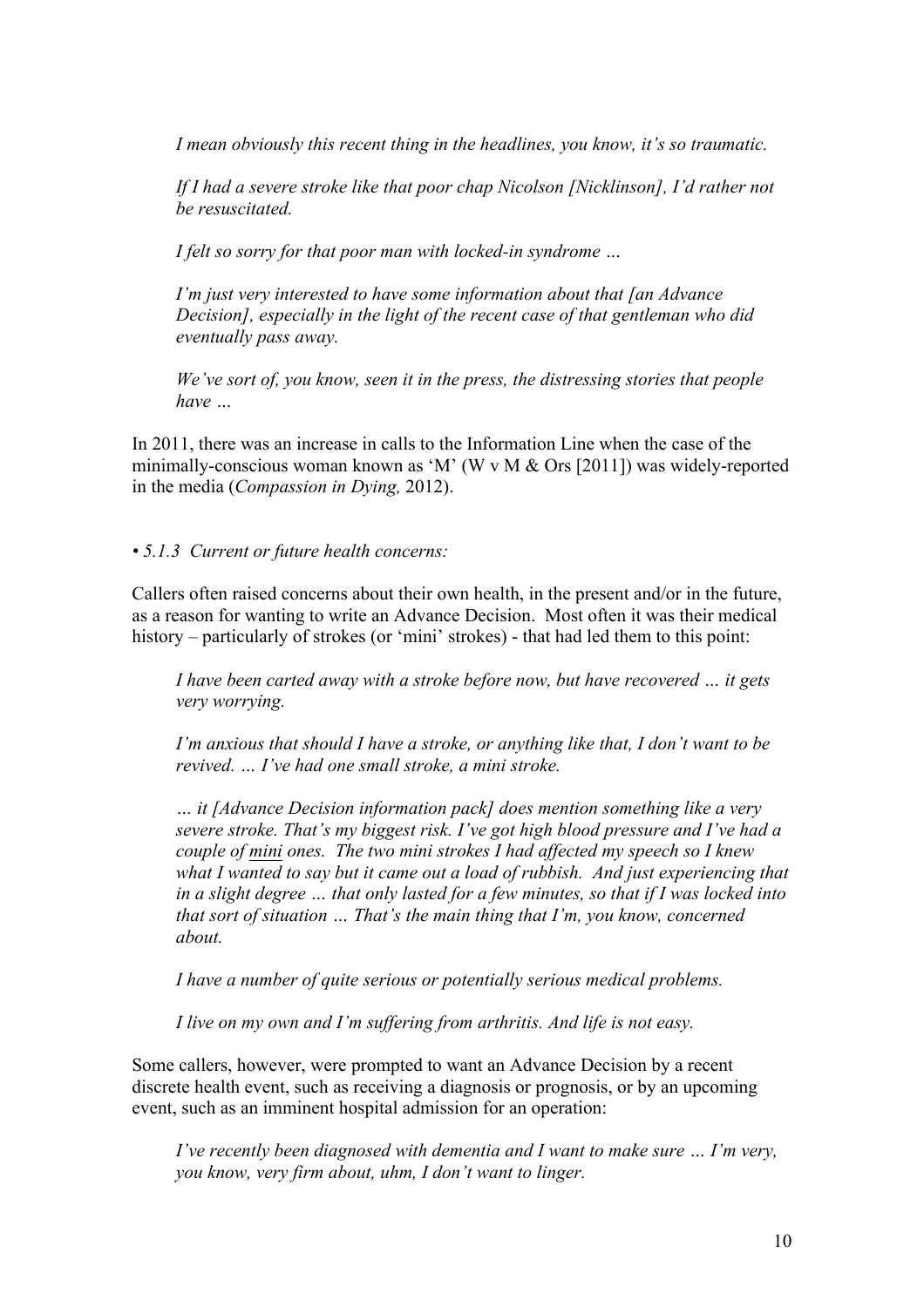*I mean obviously this recent thing in the headlines, you know, it's so traumatic.*

*If I had a severe stroke like that poor chap Nicolson [Nicklinson], I'd rather not be resuscitated.*

*I felt so sorry for that poor man with locked-in syndrome …*

*I'm just very interested to have some information about that [an Advance Decision], especially in the light of the recent case of that gentleman who did eventually pass away.*

*We've sort of, you know, seen it in the press, the distressing stories that people have …*

In 2011, there was an increase in calls to the Information Line when the case of the minimally-conscious woman known as 'M' (W v M & Ors [2011]) was widely-reported in the media (*Compassion in Dying,* 2012).

*• 5.1.3 Current or future health concerns:*

Callers often raised concerns about their own health, in the present and/or in the future, as a reason for wanting to write an Advance Decision. Most often it was their medical history – particularly of strokes (or 'mini' strokes) - that had led them to this point:

*I have been carted away with a stroke before now, but have recovered … it gets very worrying.*

*I'm anxious that should I have a stroke, or anything like that, I don't want to be revived. … I've had one small stroke, a mini stroke.*

*… it [Advance Decision information pack] does mention something like a very severe stroke. That's my biggest risk. I've got high blood pressure and I've had a couple of <u>mini</u> ones. The two mini strokes I had affected my speech so I knew what I wanted to say but it came out a load of rubbish. And just experiencing that in a slight degree … that only lasted for a few minutes, so that if I was locked into that sort of situation … That's the main thing that I'm, you know, concerned about.*

*I have a number of quite serious or potentially serious medical problems.*

*I live on my own and I'm suffering from arthritis. And life is not easy.*

Some callers, however, were prompted to want an Advance Decision by a recent discrete health event, such as receiving a diagnosis or prognosis, or by an upcoming event, such as an imminent hospital admission for an operation:

*I've recently been diagnosed with dementia and I want to make sure … I'm very, you know, very firm about, uhm, I don't want to linger.*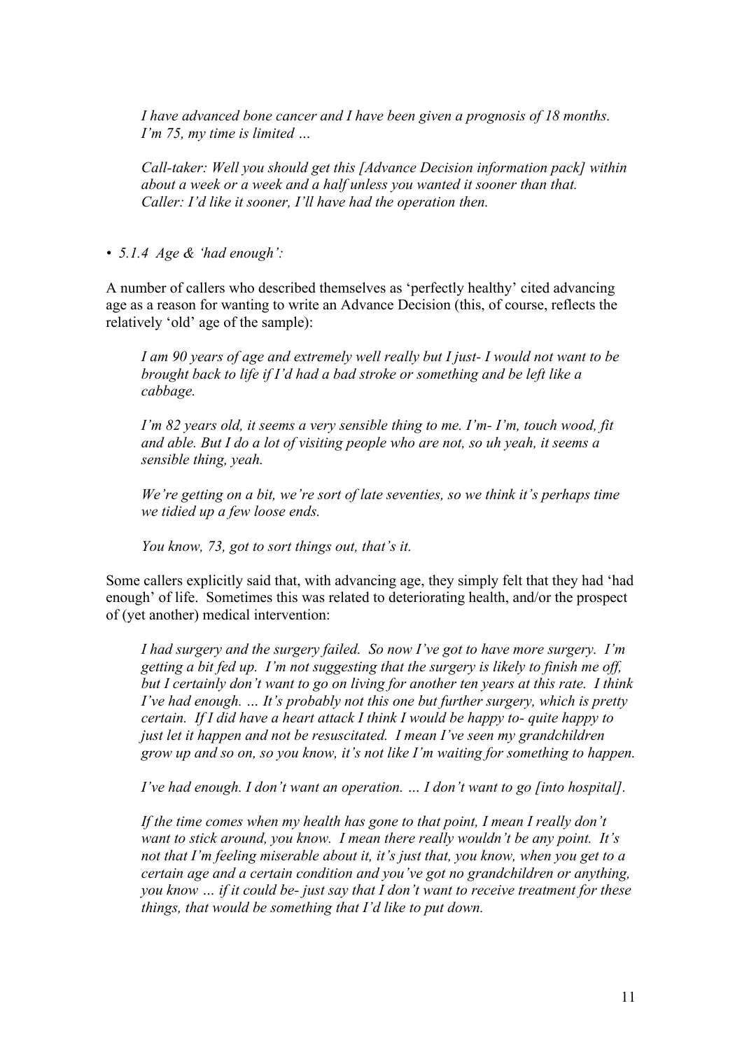*I have advanced bone cancer and I have been given a prognosis of 18 months. I'm 75, my time is limited …*

*Call-taker: Well you should get this [Advance Decision information pack] within about a week or a week and a half unless you wanted it sooner than that.*
*Caller: I'd like it sooner, I'll have had the operation then.*

- *5.1.4 Age & 'had enough':*

A number of callers who described themselves as 'perfectly healthy' cited advancing age as a reason for wanting to write an Advance Decision (this, of course, reflects the relatively 'old' age of the sample):

*I am 90 years of age and extremely well really but I just- I would not want to be brought back to life if I'd had a bad stroke or something and be left like a cabbage.*

*I'm 82 years old, it seems a very sensible thing to me. I'm- I'm, touch wood, fit and able. But I do a lot of visiting people who are not, so uh yeah, it seems a sensible thing, yeah.*

*We're getting on a bit, we're sort of late seventies, so we think it's perhaps time we tidied up a few loose ends.*

*You know, 73, got to sort things out, that's it.*

Some callers explicitly said that, with advancing age, they simply felt that they had 'had enough' of life. Sometimes this was related to deteriorating health, and/or the prospect of (yet another) medical intervention:

*I had surgery and the surgery failed. So now I've got to have more surgery. I'm getting a bit fed up. I'm not suggesting that the surgery is likely to finish me off, but I certainly don't want to go on living for another ten years at this rate. I think I've had enough. … It's probably not this one but further surgery, which is pretty certain. If I did have a heart attack I think I would be happy to- quite happy to just let it happen and not be resuscitated. I mean I've seen my grandchildren grow up and so on, so you know, it's not like I'm waiting for something to happen.*

*I've had enough. I don't want an operation. … I don't want to go [into hospital].*

*If the time comes when my health has gone to that point, I mean I really don't want to stick around, you know. I mean there really wouldn't be any point. It's not that I'm feeling miserable about it, it's just that, you know, when you get to a certain age and a certain condition and you've got no grandchildren or anything, you know … if it could be- just say that I don't want to receive treatment for these things, that would be something that I'd like to put down.*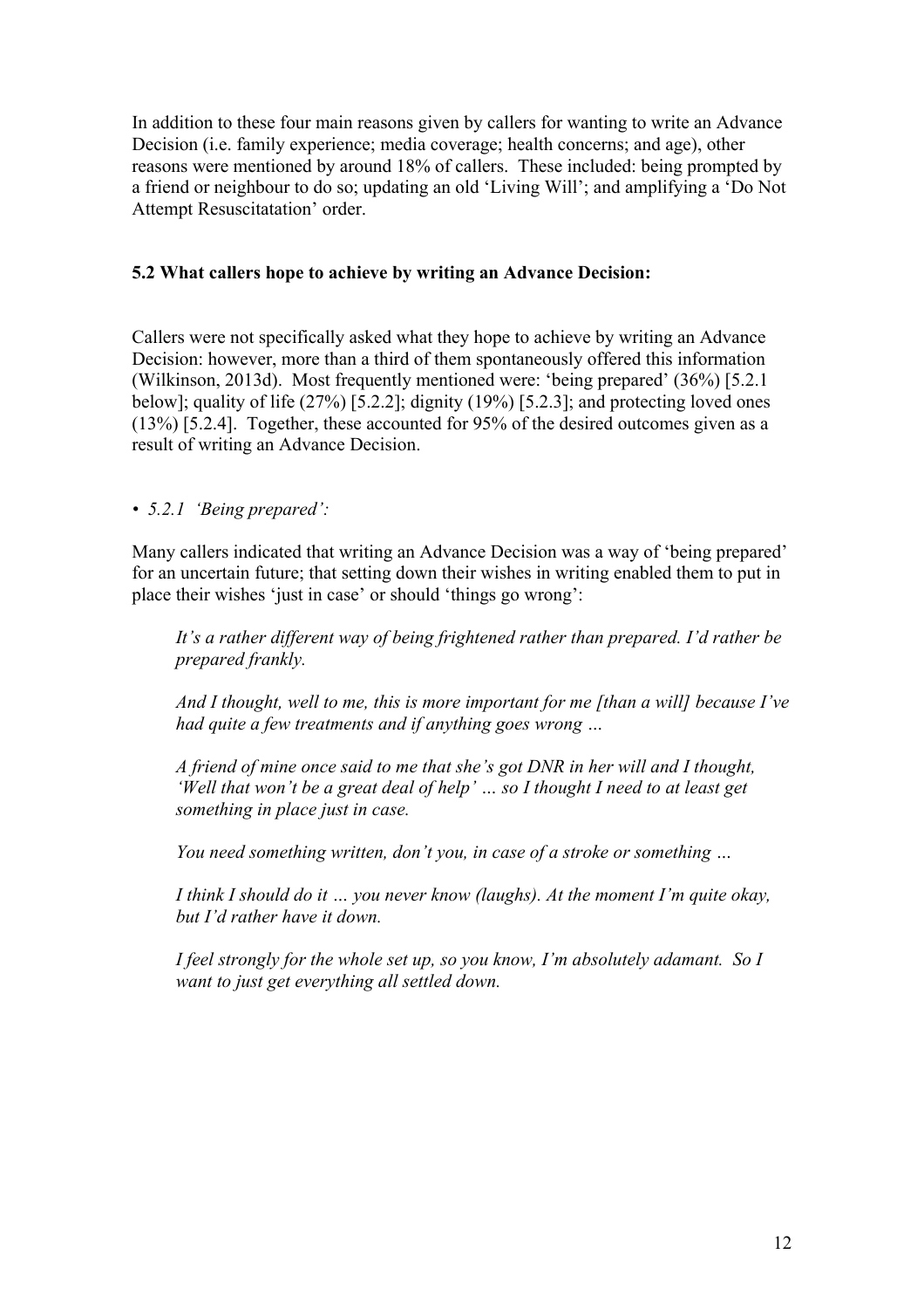In addition to these four main reasons given by callers for wanting to write an Advance Decision (i.e. family experience; media coverage; health concerns; and age), other reasons were mentioned by around 18% of callers. These included: being prompted by a friend or neighbour to do so; updating an old 'Living Will'; and amplifying a 'Do Not Attempt Resuscitatation' order.

### 5.2 What callers hope to achieve by writing an Advance Decision:

Callers were not specifically asked what they hope to achieve by writing an Advance Decision: however, more than a third of them spontaneously offered this information (Wilkinson, 2013d). Most frequently mentioned were: 'being prepared' (36%) [5.2.1 below]; quality of life (27%) [5.2.2]; dignity (19%) [5.2.3]; and protecting loved ones (13%) [5.2.4]. Together, these accounted for 95% of the desired outcomes given as a result of writing an Advance Decision.

- *5.2.1 'Being prepared':*

Many callers indicated that writing an Advance Decision was a way of 'being prepared' for an uncertain future; that setting down their wishes in writing enabled them to put in place their wishes 'just in case' or should 'things go wrong':

> *It's a rather different way of being frightened rather than prepared. I'd rather be prepared frankly.*
>
> *And I thought, well to me, this is more important for me [than a will] because I've had quite a few treatments and if anything goes wrong …*
>
> *A friend of mine once said to me that she's got DNR in her will and I thought, 'Well that won't be a great deal of help' … so I thought I need to at least get something in place just in case.*
>
> *You need something written, don't you, in case of a stroke or something …*
>
> *I think I should do it … you never know (laughs). At the moment I'm quite okay, but I'd rather have it down.*
>
> *I feel strongly for the whole set up, so you know, I'm absolutely adamant. So I want to just get everything all settled down.*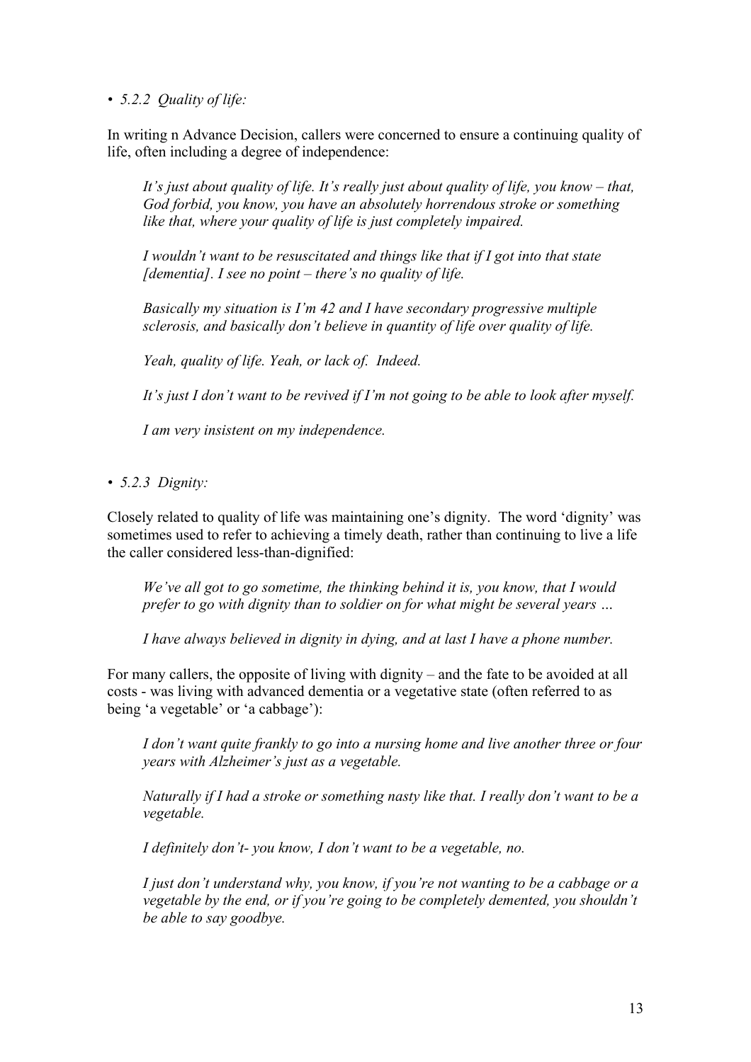- *5.2.2 Quality of life:*

In writing n Advance Decision, callers were concerned to ensure a continuing quality of life, often including a degree of independence:

> *It's just about quality of life. It's really just about quality of life, you know – that, God forbid, you know, you have an absolutely horrendous stroke or something like that, where your quality of life is just completely impaired.*
>
> *I wouldn't want to be resuscitated and things like that if I got into that state [dementia]. I see no point – there's no quality of life.*
>
> *Basically my situation is I'm 42 and I have secondary progressive multiple sclerosis, and basically don't believe in quantity of life over quality of life.*
>
> *Yeah, quality of life. Yeah, or lack of. Indeed.*
>
> *It's just I don't want to be revived if I'm not going to be able to look after myself.*
>
> *I am very insistent on my independence.*

- *5.2.3 Dignity:*

Closely related to quality of life was maintaining one's dignity. The word 'dignity' was sometimes used to refer to achieving a timely death, rather than continuing to live a life the caller considered less-than-dignified:

> *We've all got to go sometime, the thinking behind it is, you know, that I would prefer to go with dignity than to soldier on for what might be several years …*
>
> *I have always believed in dignity in dying, and at last I have a phone number.*

For many callers, the opposite of living with dignity – and the fate to be avoided at all costs - was living with advanced dementia or a vegetative state (often referred to as being 'a vegetable' or 'a cabbage'):

> *I don't want quite frankly to go into a nursing home and live another three or four years with Alzheimer's just as a vegetable.*
>
> *Naturally if I had a stroke or something nasty like that. I really don't want to be a vegetable.*
>
> *I definitely don't- you know, I don't want to be a vegetable, no.*
>
> *I just don't understand why, you know, if you're not wanting to be a cabbage or a vegetable by the end, or if you're going to be completely demented, you shouldn't be able to say goodbye.*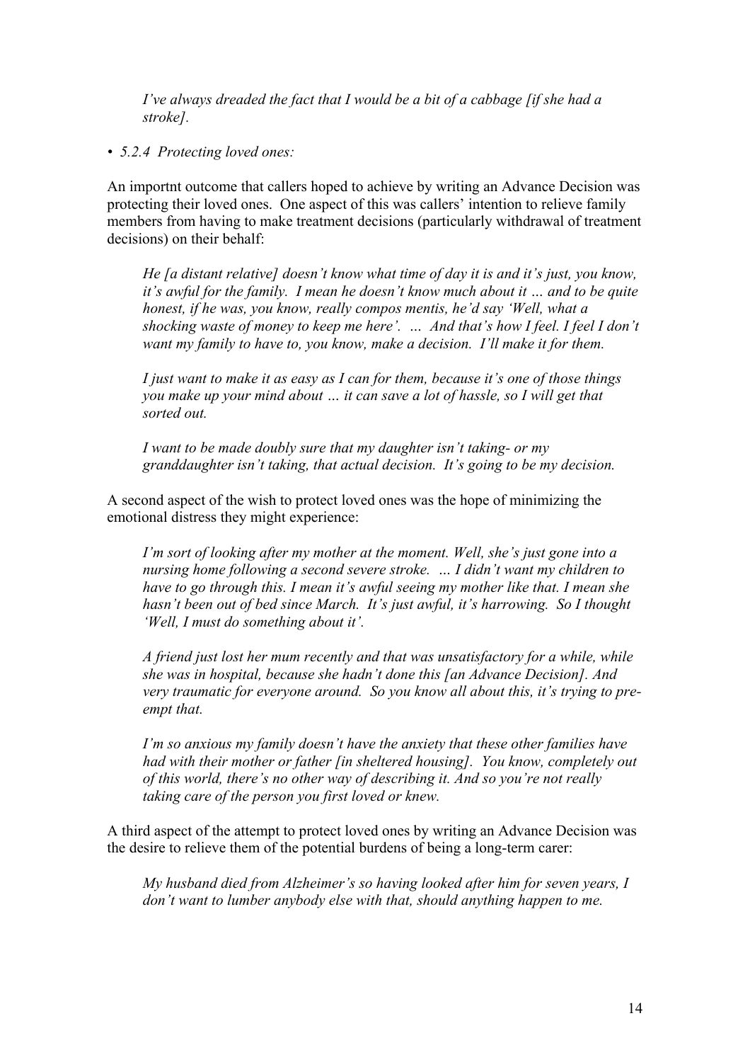*I've always dreaded the fact that I would be a bit of a cabbage [if she had a stroke].*

- *5.2.4 Protecting loved ones:*

An importnt outcome that callers hoped to achieve by writing an Advance Decision was protecting their loved ones. One aspect of this was callers' intention to relieve family members from having to make treatment decisions (particularly withdrawal of treatment decisions) on their behalf:

> *He [a distant relative] doesn't know what time of day it is and it's just, you know, it's awful for the family. I mean he doesn't know much about it … and to be quite honest, if he was, you know, really compos mentis, he'd say 'Well, what a shocking waste of money to keep me here'. … And that's how I feel. I feel I don't want my family to have to, you know, make a decision. I'll make it for them.*

> *I just want to make it as easy as I can for them, because it's one of those things you make up your mind about … it can save a lot of hassle, so I will get that sorted out.*

> *I want to be made doubly sure that my daughter isn't taking- or my granddaughter isn't taking, that actual decision. It's going to be my decision.*

A second aspect of the wish to protect loved ones was the hope of minimizing the emotional distress they might experience:

> *I'm sort of looking after my mother at the moment. Well, she's just gone into a nursing home following a second severe stroke. … I didn't want my children to have to go through this. I mean it's awful seeing my mother like that. I mean she hasn't been out of bed since March. It's just awful, it's harrowing. So I thought 'Well, I must do something about it'.*

> *A friend just lost her mum recently and that was unsatisfactory for a while, while she was in hospital, because she hadn't done this [an Advance Decision]. And very traumatic for everyone around. So you know all about this, it's trying to pre-empt that.*

> *I'm so anxious my family doesn't have the anxiety that these other families have had with their mother or father [in sheltered housing]. You know, completely out of this world, there's no other way of describing it. And so you're not really taking care of the person you first loved or knew.*

A third aspect of the attempt to protect loved ones by writing an Advance Decision was the desire to relieve them of the potential burdens of being a long-term carer:

> *My husband died from Alzheimer's so having looked after him for seven years, I don't want to lumber anybody else with that, should anything happen to me.*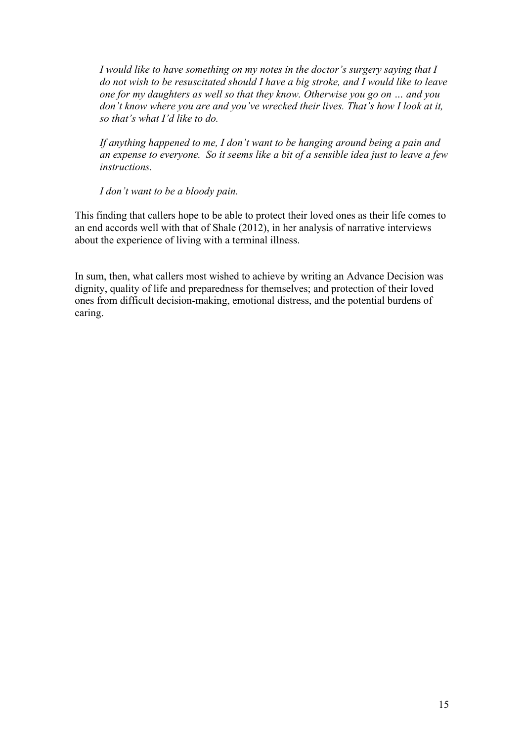> *I would like to have something on my notes in the doctor's surgery saying that I do not wish to be resuscitated should I have a big stroke, and I would like to leave one for my daughters as well so that they know. Otherwise you go on … and you don't know where you are and you've wrecked their lives. That's how I look at it, so that's what I'd like to do.*

> *If anything happened to me, I don't want to be hanging around being a pain and an expense to everyone. So it seems like a bit of a sensible idea just to leave a few instructions.*

> *I don't want to be a bloody pain.*

This finding that callers hope to be able to protect their loved ones as their life comes to an end accords well with that of Shale (2012), in her analysis of narrative interviews about the experience of living with a terminal illness.

In sum, then, what callers most wished to achieve by writing an Advance Decision was dignity, quality of life and preparedness for themselves; and protection of their loved ones from difficult decision-making, emotional distress, and the potential burdens of caring.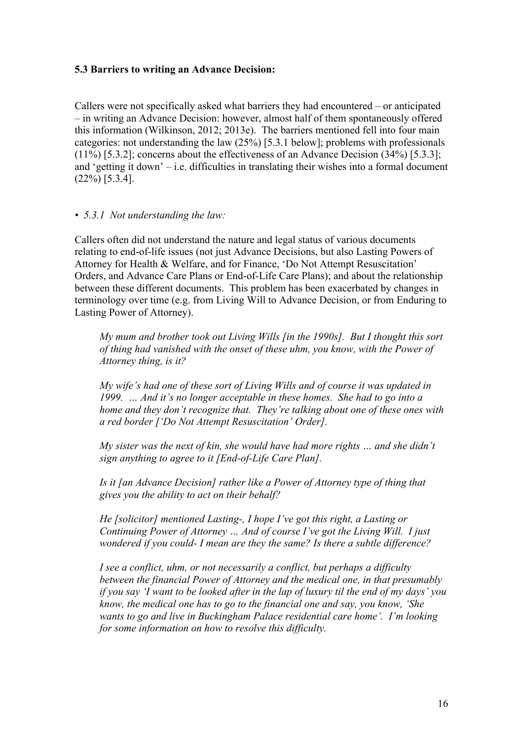### 5.3 Barriers to writing an Advance Decision:

Callers were not specifically asked what barriers they had encountered – or anticipated – in writing an Advance Decision: however, almost half of them spontaneously offered this information (Wilkinson, 2012; 2013e). The barriers mentioned fell into four main categories: not understanding the law (25%) [5.3.1 below]; problems with professionals (11%) [5.3.2]; concerns about the effectiveness of an Advance Decision (34%) [5.3.3]; and 'getting it down' – i.e. difficulties in translating their wishes into a formal document (22%) [5.3.4].

- *5.3.1 Not understanding the law:*

Callers often did not understand the nature and legal status of various documents relating to end-of-life issues (not just Advance Decisions, but also Lasting Powers of Attorney for Health & Welfare, and for Finance, 'Do Not Attempt Resuscitation' Orders, and Advance Care Plans or End-of-Life Care Plans); and about the relationship between these different documents. This problem has been exacerbated by changes in terminology over time (e.g. from Living Will to Advance Decision, or from Enduring to Lasting Power of Attorney).

> *My mum and brother took out Living Wills [in the 1990s]. But I thought this sort of thing had vanished with the onset of these uhm, you know, with the Power of Attorney thing, is it?*
>
> *My wife's had one of these sort of Living Wills and of course it was updated in 1999. … And it's no longer acceptable in these homes. She had to go into a home and they don't recognize that. They're talking about one of these ones with a red border ['Do Not Attempt Resuscitation' Order].*
>
> *My sister was the next of kin, she would have had more rights … and she didn't sign anything to agree to it [End-of-Life Care Plan].*
>
> *Is it [an Advance Decision] rather like a Power of Attorney type of thing that gives you the ability to act on their behalf?*
>
> *He [solicitor] mentioned Lasting-, I hope I've got this right, a Lasting or Continuing Power of Attorney … And of course I've got the Living Will. I just wondered if you could- I mean are they the same? Is there a subtle difference?*
>
> *I see a conflict, uhm, or not necessarily a conflict, but perhaps a difficulty between the financial Power of Attorney and the medical one, in that presumably if you say 'I want to be looked after in the lap of luxury til the end of my days' you know, the medical one has to go to the financial one and say, you know, 'She wants to go and live in Buckingham Palace residential care home'. I'm looking for some information on how to resolve this difficulty.*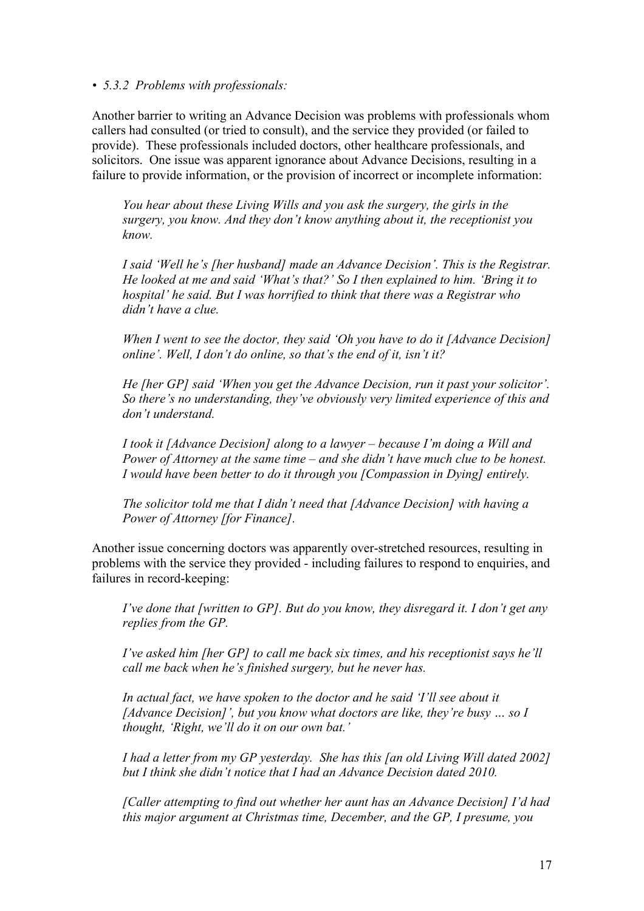• *5.3.2 Problems with professionals:*

Another barrier to writing an Advance Decision was problems with professionals whom callers had consulted (or tried to consult), and the service they provided (or failed to provide). These professionals included doctors, other healthcare professionals, and solicitors. One issue was apparent ignorance about Advance Decisions, resulting in a failure to provide information, or the provision of incorrect or incomplete information:

> *You hear about these Living Wills and you ask the surgery, the girls in the surgery, you know. And they don't know anything about it, the receptionist you know.*
>
> *I said 'Well he's [her husband] made an Advance Decision'. This is the Registrar. He looked at me and said 'What's that?' So I then explained to him. 'Bring it to hospital' he said. But I was horrified to think that there was a Registrar who didn't have a clue.*
>
> *When I went to see the doctor, they said 'Oh you have to do it [Advance Decision] online'. Well, I don't do online, so that's the end of it, isn't it?*
>
> *He [her GP] said 'When you get the Advance Decision, run it past your solicitor'. So there's no understanding, they've obviously very limited experience of this and don't understand.*
>
> *I took it [Advance Decision] along to a lawyer – because I'm doing a Will and Power of Attorney at the same time – and she didn't have much clue to be honest. I would have been better to do it through you [Compassion in Dying] entirely.*
>
> *The solicitor told me that I didn't need that [Advance Decision] with having a Power of Attorney [for Finance].*

Another issue concerning doctors was apparently over-stretched resources, resulting in problems with the service they provided - including failures to respond to enquiries, and failures in record-keeping:

> *I've done that [written to GP]. But do you know, they disregard it. I don't get any replies from the GP.*
>
> *I've asked him [her GP] to call me back six times, and his receptionist says he'll call me back when he's finished surgery, but he never has.*
>
> *In actual fact, we have spoken to the doctor and he said 'I'll see about it [Advance Decision]', but you know what doctors are like, they're busy … so I thought, 'Right, we'll do it on our own bat.'*
>
> *I had a letter from my GP yesterday. She has this [an old Living Will dated 2002] but I think she didn't notice that I had an Advance Decision dated 2010.*
>
> *[Caller attempting to find out whether her aunt has an Advance Decision] I'd had this major argument at Christmas time, December, and the GP, I presume, you*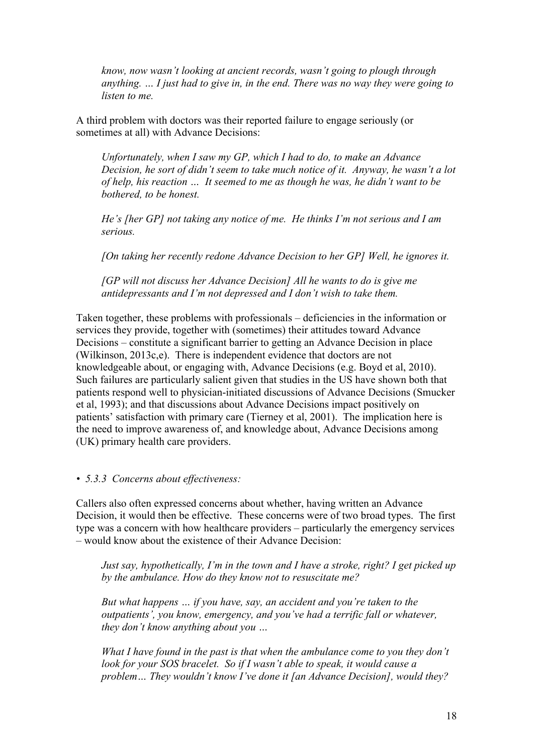*know, now wasn't looking at ancient records, wasn't going to plough through anything. … I just had to give in, in the end. There was no way they were going to listen to me.*

A third problem with doctors was their reported failure to engage seriously (or sometimes at all) with Advance Decisions:

> *Unfortunately, when I saw my GP, which I had to do, to make an Advance Decision, he sort of didn't seem to take much notice of it. Anyway, he wasn't a lot of help, his reaction … It seemed to me as though he was, he didn't want to be bothered, to be honest.*
>
> *He's [her GP] not taking any notice of me. He thinks I'm not serious and I am serious.*
>
> *[On taking her recently redone Advance Decision to her GP] Well, he ignores it.*
>
> *[GP will not discuss her Advance Decision] All he wants to do is give me antidepressants and I'm not depressed and I don't wish to take them.*

Taken together, these problems with professionals – deficiencies in the information or services they provide, together with (sometimes) their attitudes toward Advance Decisions – constitute a significant barrier to getting an Advance Decision in place (Wilkinson, 2013c,e). There is independent evidence that doctors are not knowledgeable about, or engaging with, Advance Decisions (e.g. Boyd et al, 2010). Such failures are particularly salient given that studies in the US have shown both that patients respond well to physician-initiated discussions of Advance Decisions (Smucker et al, 1993); and that discussions about Advance Decisions impact positively on patients' satisfaction with primary care (Tierney et al, 2001). The implication here is the need to improve awareness of, and knowledge about, Advance Decisions among (UK) primary health care providers.

- *5.3.3 Concerns about effectiveness:*

Callers also often expressed concerns about whether, having written an Advance Decision, it would then be effective. These concerns were of two broad types. The first type was a concern with how healthcare providers – particularly the emergency services – would know about the existence of their Advance Decision:

> *Just say, hypothetically, I'm in the town and I have a stroke, right? I get picked up by the ambulance. How do they know not to resuscitate me?*
>
> *But what happens … if you have, say, an accident and you're taken to the outpatients', you know, emergency, and you've had a terrific fall or whatever, they don't know anything about you …*
>
> *What I have found in the past is that when the ambulance come to you they don't look for your SOS bracelet. So if I wasn't able to speak, it would cause a problem… They wouldn't know I've done it [an Advance Decision], would they?*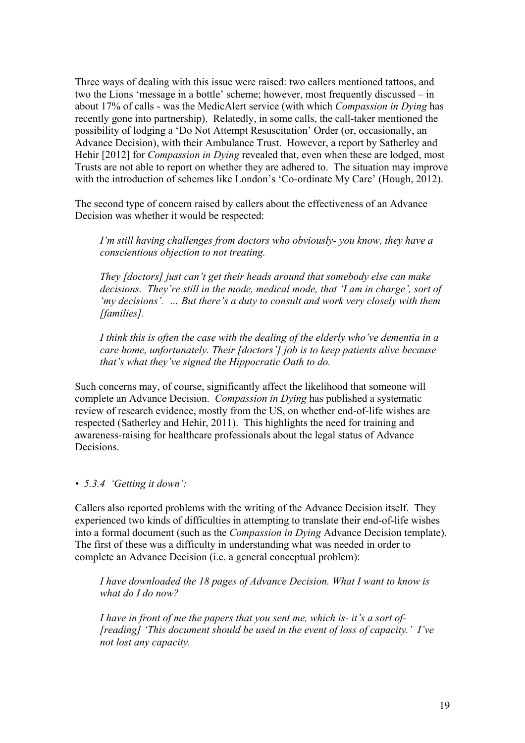Three ways of dealing with this issue were raised: two callers mentioned tattoos, and two the Lions 'message in a bottle' scheme; however, most frequently discussed – in about 17% of calls - was the MedicAlert service (with which *Compassion in Dying* has recently gone into partnership). Relatedly, in some calls, the call-taker mentioned the possibility of lodging a 'Do Not Attempt Resuscitation' Order (or, occasionally, an Advance Decision), with their Ambulance Trust. However, a report by Satherley and Hehir [2012] for *Compassion in Dying* revealed that, even when these are lodged, most Trusts are not able to report on whether they are adhered to. The situation may improve with the introduction of schemes like London's 'Co-ordinate My Care' (Hough, 2012).

The second type of concern raised by callers about the effectiveness of an Advance Decision was whether it would be respected:

> *I'm still having challenges from doctors who obviously- you know, they have a conscientious objection to not treating.*
>
> *They [doctors] just can't get their heads around that somebody else can make decisions. They're still in the mode, medical mode, that 'I am in charge', sort of 'my decisions'. … But there's a duty to consult and work very closely with them [families].*
>
> *I think this is often the case with the dealing of the elderly who've dementia in a care home, unfortunately. Their [doctors'] job is to keep patients alive because that's what they've signed the Hippocratic Oath to do.*

Such concerns may, of course, significantly affect the likelihood that someone will complete an Advance Decision. *Compassion in Dying* has published a systematic review of research evidence, mostly from the US, on whether end-of-life wishes are respected (Satherley and Hehir, 2011). This highlights the need for training and awareness-raising for healthcare professionals about the legal status of Advance Decisions.

- *5.3.4 'Getting it down':*

Callers also reported problems with the writing of the Advance Decision itself. They experienced two kinds of difficulties in attempting to translate their end-of-life wishes into a formal document (such as the *Compassion in Dying* Advance Decision template). The first of these was a difficulty in understanding what was needed in order to complete an Advance Decision (i.e. a general conceptual problem):

> *I have downloaded the 18 pages of Advance Decision. What I want to know is what do I do now?*
>
> *I have in front of me the papers that you sent me, which is- it's a sort of- [reading] 'This document should be used in the event of loss of capacity.' I've not lost any capacity.*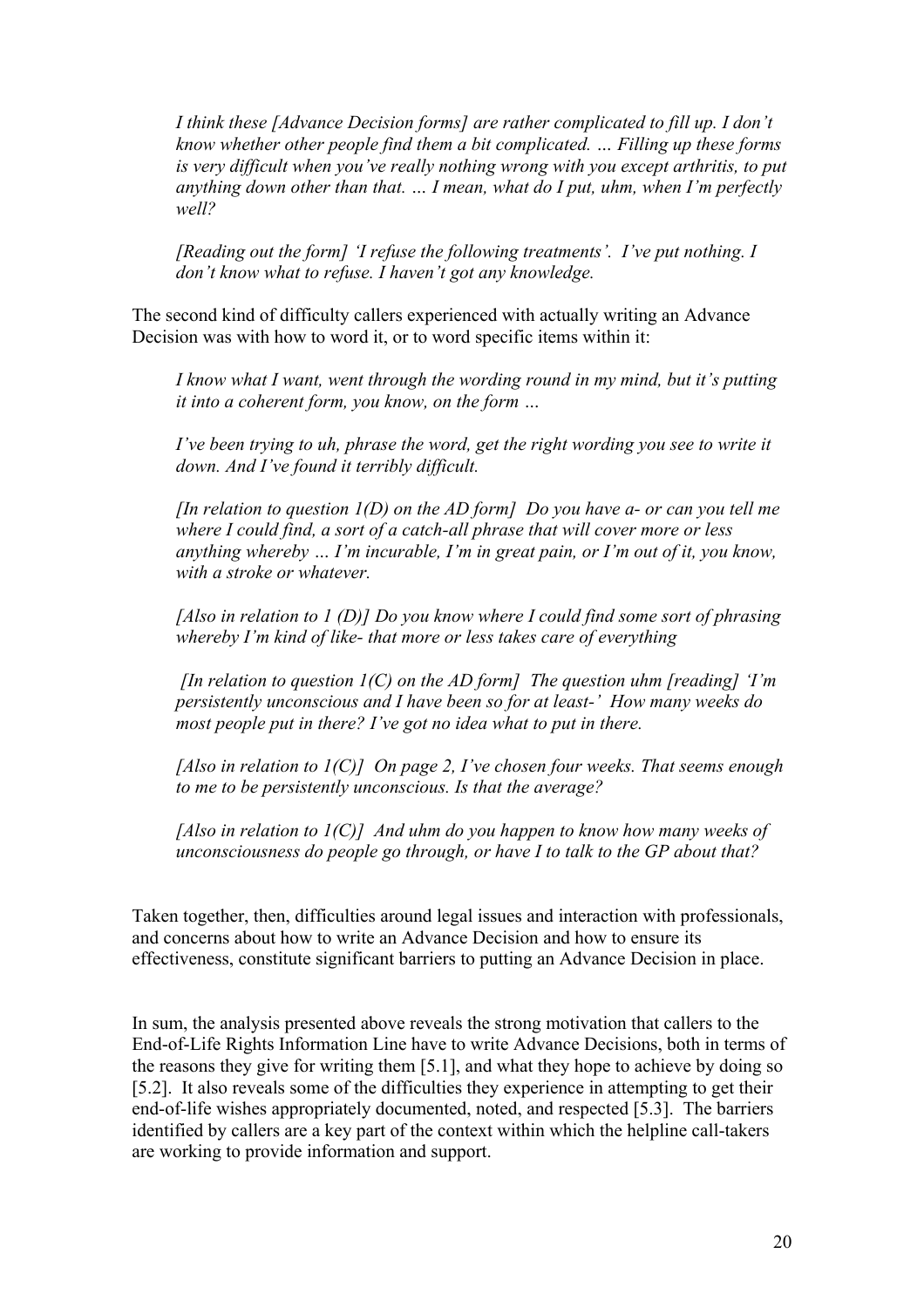*I think these [Advance Decision forms] are rather complicated to fill up. I don't know whether other people find them a bit complicated. … Filling up these forms is very difficult when you've really nothing wrong with you except arthritis, to put anything down other than that. … I mean, what do I put, uhm, when I'm perfectly well?*

*[Reading out the form] 'I refuse the following treatments'. I've put nothing. I don't know what to refuse. I haven't got any knowledge.*

The second kind of difficulty callers experienced with actually writing an Advance Decision was with how to word it, or to word specific items within it:

*I know what I want, went through the wording round in my mind, but it's putting it into a coherent form, you know, on the form …*

*I've been trying to uh, phrase the word, get the right wording you see to write it down. And I've found it terribly difficult.*

*[In relation to question 1(D) on the AD form] Do you have a- or can you tell me where I could find, a sort of a catch-all phrase that will cover more or less anything whereby … I'm incurable, I'm in great pain, or I'm out of it, you know, with a stroke or whatever.*

*[Also in relation to 1 (D)] Do you know where I could find some sort of phrasing whereby I'm kind of like- that more or less takes care of everything*

*[In relation to question 1(C) on the AD form] The question uhm [reading] 'I'm persistently unconscious and I have been so for at least-' How many weeks do most people put in there? I've got no idea what to put in there.*

*[Also in relation to 1(C)] On page 2, I've chosen four weeks. That seems enough to me to be persistently unconscious. Is that the average?*

*[Also in relation to 1(C)] And uhm do you happen to know how many weeks of unconsciousness do people go through, or have I to talk to the GP about that?*

Taken together, then, difficulties around legal issues and interaction with professionals, and concerns about how to write an Advance Decision and how to ensure its effectiveness, constitute significant barriers to putting an Advance Decision in place.

In sum, the analysis presented above reveals the strong motivation that callers to the End-of-Life Rights Information Line have to write Advance Decisions, both in terms of the reasons they give for writing them [5.1], and what they hope to achieve by doing so [5.2]. It also reveals some of the difficulties they experience in attempting to get their end-of-life wishes appropriately documented, noted, and respected [5.3]. The barriers identified by callers are a key part of the context within which the helpline call-takers are working to provide information and support.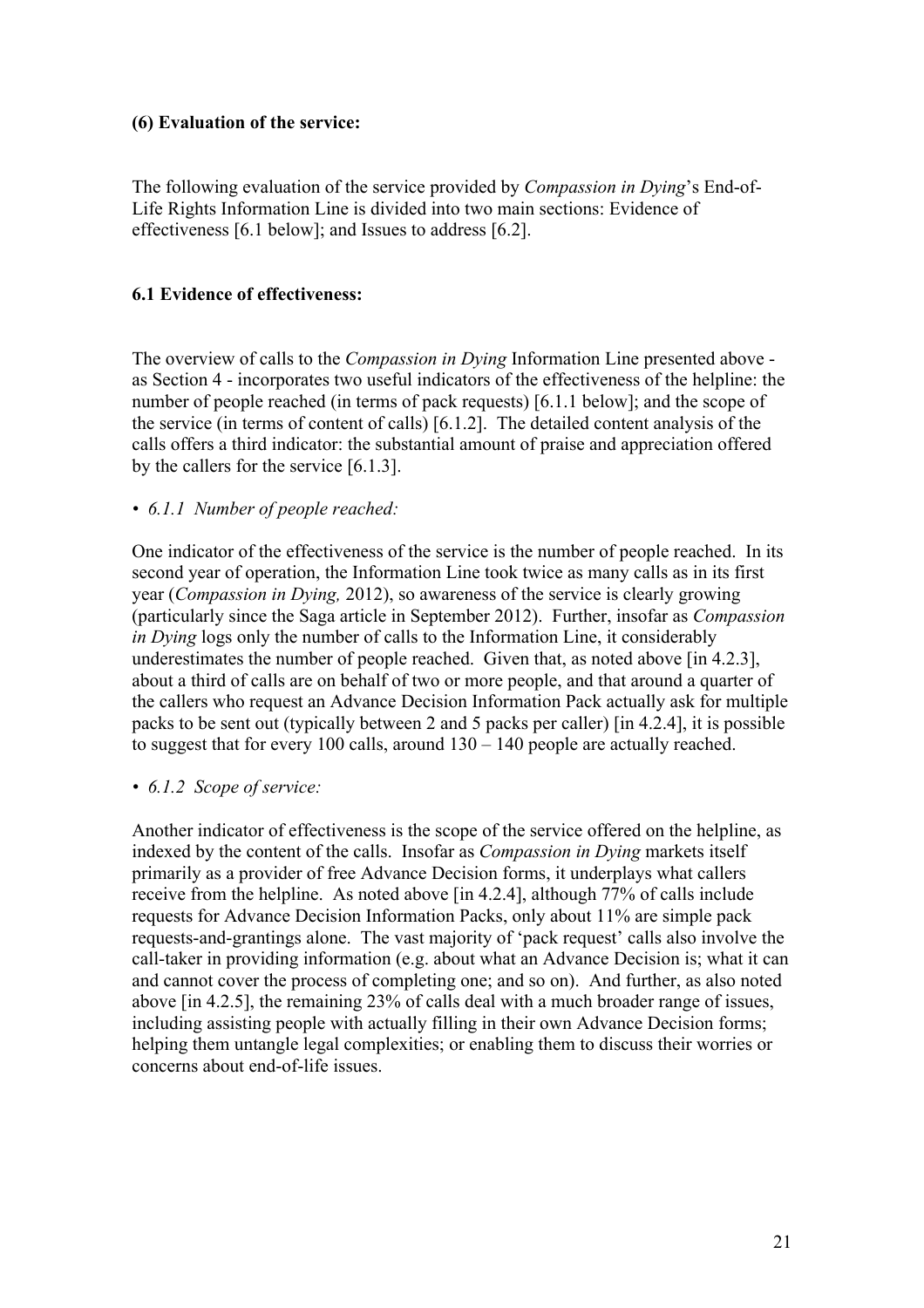## (6) Evaluation of the service:

The following evaluation of the service provided by *Compassion in Dying*'s End-of-Life Rights Information Line is divided into two main sections: Evidence of effectiveness [6.1 below]; and Issues to address [6.2].

### 6.1 Evidence of effectiveness:

The overview of calls to the *Compassion in Dying* Information Line presented above - as Section 4 - incorporates two useful indicators of the effectiveness of the helpline: the number of people reached (in terms of pack requests) [6.1.1 below]; and the scope of the service (in terms of content of calls) [6.1.2]. The detailed content analysis of the calls offers a third indicator: the substantial amount of praise and appreciation offered by the callers for the service [6.1.3].

- *6.1.1 Number of people reached:*

One indicator of the effectiveness of the service is the number of people reached. In its second year of operation, the Information Line took twice as many calls as in its first year (*Compassion in Dying,* 2012), so awareness of the service is clearly growing (particularly since the Saga article in September 2012). Further, insofar as *Compassion in Dying* logs only the number of calls to the Information Line, it considerably underestimates the number of people reached. Given that, as noted above [in 4.2.3], about a third of calls are on behalf of two or more people, and that around a quarter of the callers who request an Advance Decision Information Pack actually ask for multiple packs to be sent out (typically between 2 and 5 packs per caller) [in 4.2.4], it is possible to suggest that for every 100 calls, around 130 – 140 people are actually reached.

- *6.1.2 Scope of service:*

Another indicator of effectiveness is the scope of the service offered on the helpline, as indexed by the content of the calls. Insofar as *Compassion in Dying* markets itself primarily as a provider of free Advance Decision forms, it underplays what callers receive from the helpline. As noted above [in 4.2.4], although 77% of calls include requests for Advance Decision Information Packs, only about 11% are simple pack requests-and-grantings alone. The vast majority of 'pack request' calls also involve the call-taker in providing information (e.g. about what an Advance Decision is; what it can and cannot cover the process of completing one; and so on). And further, as also noted above [in 4.2.5], the remaining 23% of calls deal with a much broader range of issues, including assisting people with actually filling in their own Advance Decision forms; helping them untangle legal complexities; or enabling them to discuss their worries or concerns about end-of-life issues.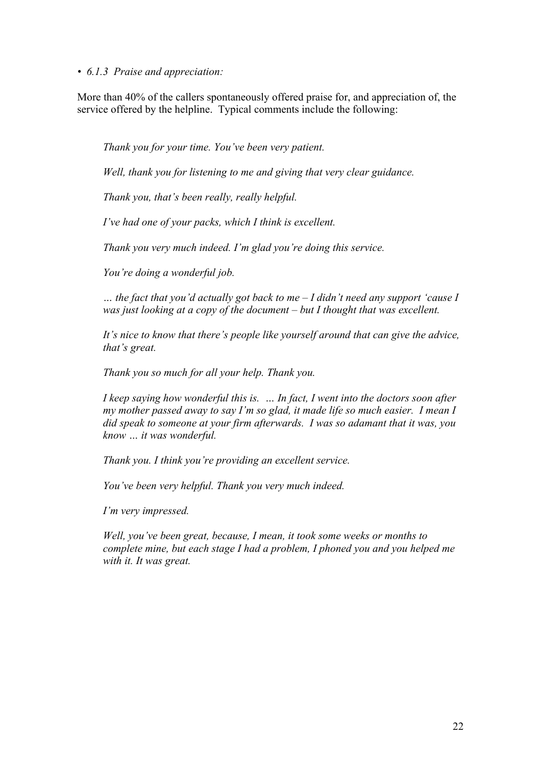- *6.1.3 Praise and appreciation:*

More than 40% of the callers spontaneously offered praise for, and appreciation of, the service offered by the helpline. Typical comments include the following:

> *Thank you for your time. You've been very patient.*
>
> *Well, thank you for listening to me and giving that very clear guidance.*
>
> *Thank you, that's been really, really helpful.*
>
> *I've had one of your packs, which I think is excellent.*
>
> *Thank you very much indeed. I'm glad you're doing this service.*
>
> *You're doing a wonderful job.*
>
> *… the fact that you'd actually got back to me – I didn't need any support 'cause I was just looking at a copy of the document – but I thought that was excellent.*
>
> *It's nice to know that there's people like yourself around that can give the advice, that's great.*
>
> *Thank you so much for all your help. Thank you.*
>
> *I keep saying how wonderful this is. … In fact, I went into the doctors soon after my mother passed away to say I'm so glad, it made life so much easier. I mean I did speak to someone at your firm afterwards. I was so adamant that it was, you know … it was wonderful.*
>
> *Thank you. I think you're providing an excellent service.*
>
> *You've been very helpful. Thank you very much indeed.*
>
> *I'm very impressed.*
>
> *Well, you've been great, because, I mean, it took some weeks or months to complete mine, but each stage I had a problem, I phoned you and you helped me with it. It was great.*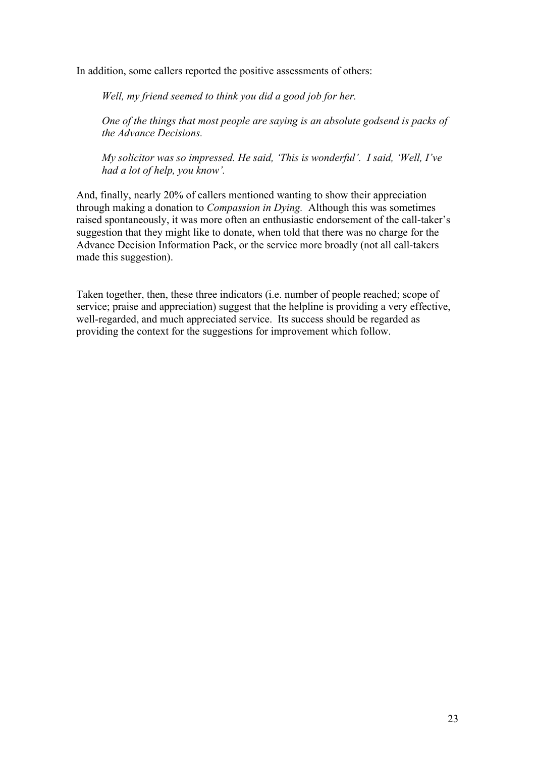In addition, some callers reported the positive assessments of others:

> *Well, my friend seemed to think you did a good job for her.*
>
> *One of the things that most people are saying is an absolute godsend is packs of the Advance Decisions.*
>
> *My solicitor was so impressed. He said, 'This is wonderful'. I said, 'Well, I've had a lot of help, you know'.*

And, finally, nearly 20% of callers mentioned wanting to show their appreciation through making a donation to *Compassion in Dying.* Although this was sometimes raised spontaneously, it was more often an enthusiastic endorsement of the call-taker's suggestion that they might like to donate, when told that there was no charge for the Advance Decision Information Pack, or the service more broadly (not all call-takers made this suggestion).

Taken together, then, these three indicators (i.e. number of people reached; scope of service; praise and appreciation) suggest that the helpline is providing a very effective, well-regarded, and much appreciated service. Its success should be regarded as providing the context for the suggestions for improvement which follow.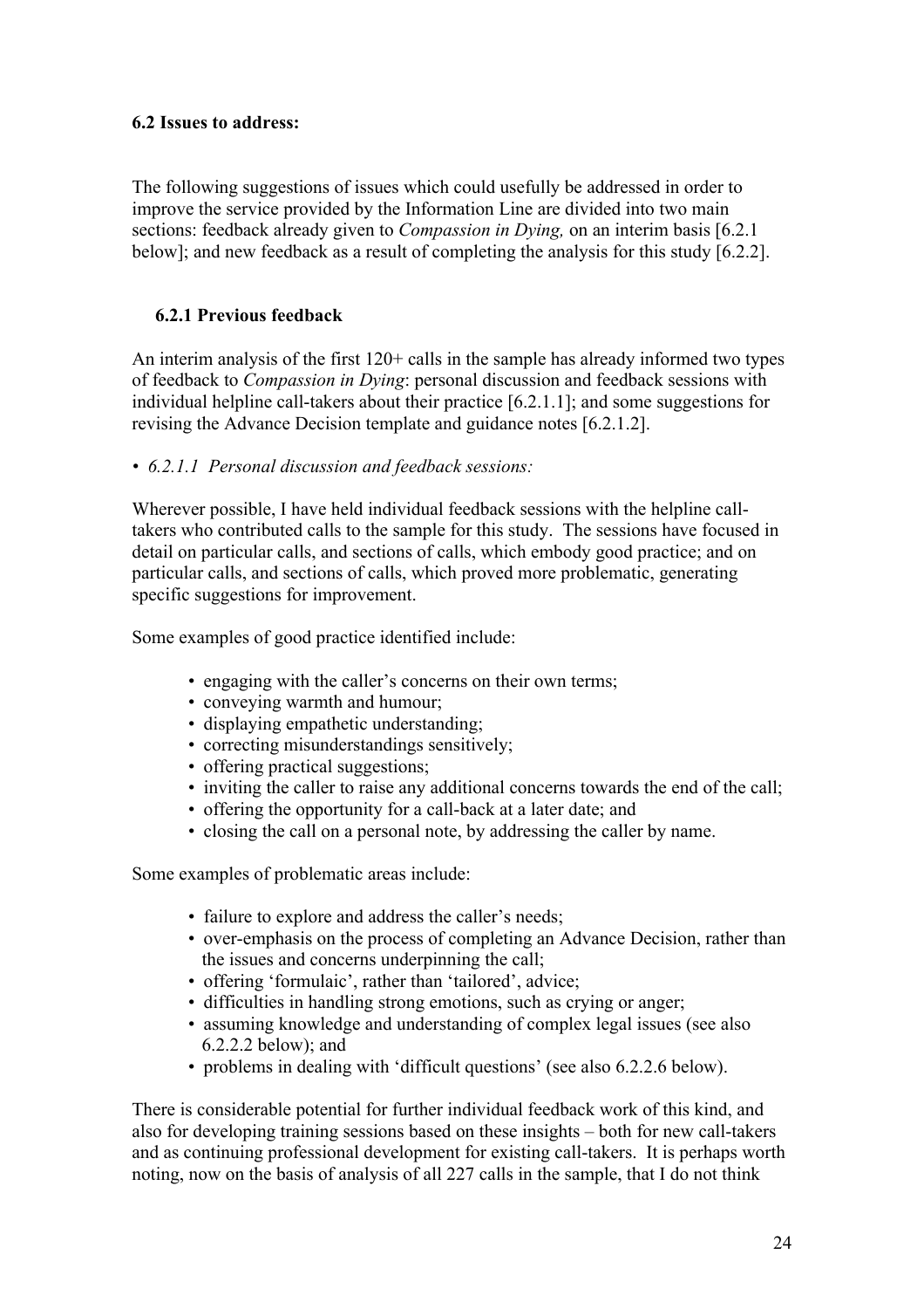### 6.2 Issues to address:

The following suggestions of issues which could usefully be addressed in order to improve the service provided by the Information Line are divided into two main sections: feedback already given to *Compassion in Dying,* on an interim basis [6.2.1 below]; and new feedback as a result of completing the analysis for this study [6.2.2].

#### 6.2.1 Previous feedback

An interim analysis of the first 120+ calls in the sample has already informed two types of feedback to *Compassion in Dying*: personal discussion and feedback sessions with individual helpline call-takers about their practice [6.2.1.1]; and some suggestions for revising the Advance Decision template and guidance notes [6.2.1.2].

- *6.2.1.1 Personal discussion and feedback sessions:*

Wherever possible, I have held individual feedback sessions with the helpline call-takers who contributed calls to the sample for this study. The sessions have focused in detail on particular calls, and sections of calls, which embody good practice; and on particular calls, and sections of calls, which proved more problematic, generating specific suggestions for improvement.

Some examples of good practice identified include:

- engaging with the caller's concerns on their own terms;
- conveying warmth and humour;
- displaying empathetic understanding;
- correcting misunderstandings sensitively;
- offering practical suggestions;
- inviting the caller to raise any additional concerns towards the end of the call;
- offering the opportunity for a call-back at a later date; and
- closing the call on a personal note, by addressing the caller by name.

Some examples of problematic areas include:

- failure to explore and address the caller's needs;
- over-emphasis on the process of completing an Advance Decision, rather than the issues and concerns underpinning the call;
- offering 'formulaic', rather than 'tailored', advice;
- difficulties in handling strong emotions, such as crying or anger;
- assuming knowledge and understanding of complex legal issues (see also 6.2.2.2 below); and
- problems in dealing with 'difficult questions' (see also 6.2.2.6 below).

There is considerable potential for further individual feedback work of this kind, and also for developing training sessions based on these insights – both for new call-takers and as continuing professional development for existing call-takers. It is perhaps worth noting, now on the basis of analysis of all 227 calls in the sample, that I do not think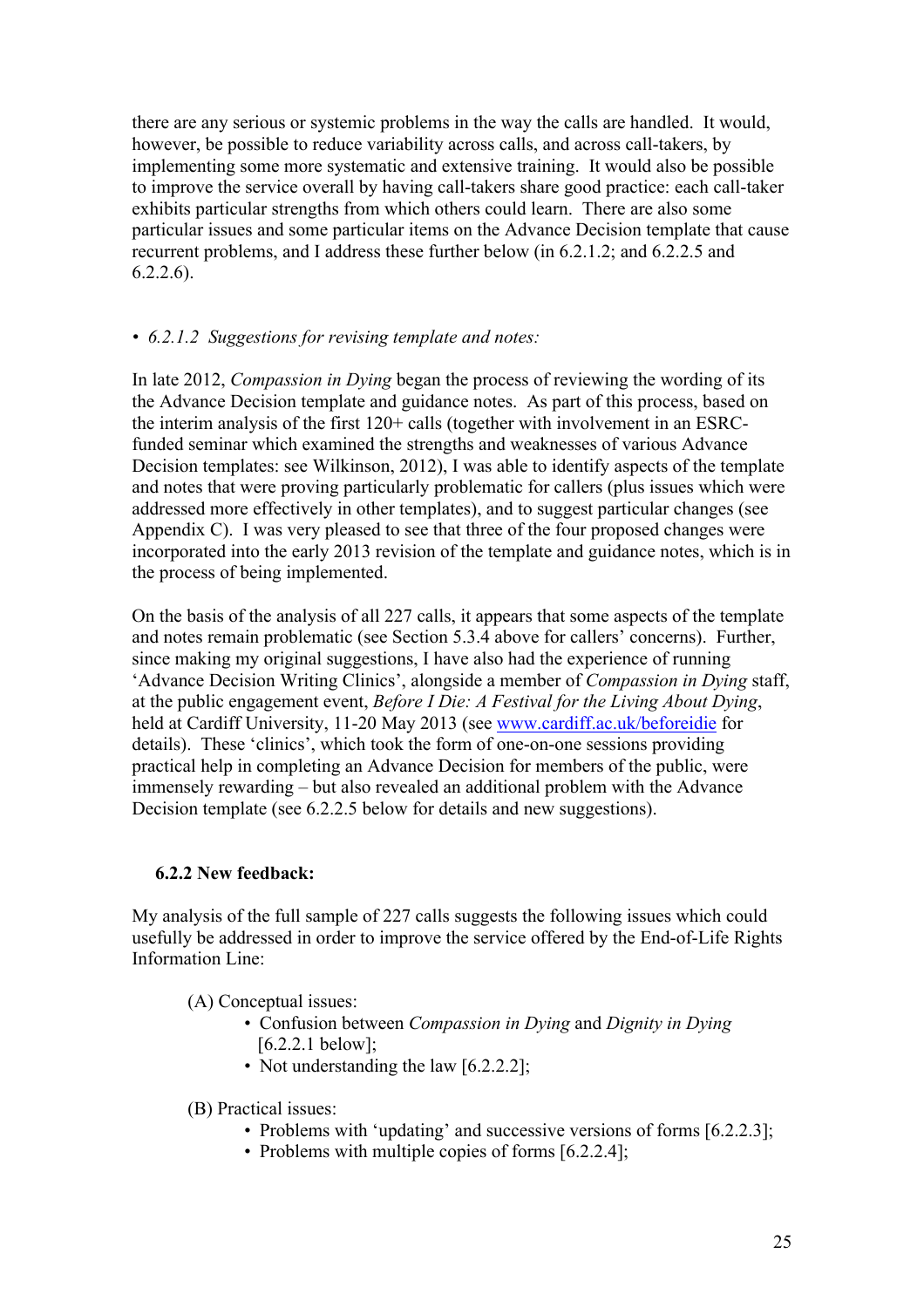there are any serious or systemic problems in the way the calls are handled. It would, however, be possible to reduce variability across calls, and across call-takers, by implementing some more systematic and extensive training. It would also be possible to improve the service overall by having call-takers share good practice: each call-taker exhibits particular strengths from which others could learn. There are also some particular issues and some particular items on the Advance Decision template that cause recurrent problems, and I address these further below (in 6.2.1.2; and 6.2.2.5 and 6.2.2.6).

- *6.2.1.2 Suggestions for revising template and notes:*

In late 2012, *Compassion in Dying* began the process of reviewing the wording of its the Advance Decision template and guidance notes. As part of this process, based on the interim analysis of the first 120+ calls (together with involvement in an ESRC-funded seminar which examined the strengths and weaknesses of various Advance Decision templates: see Wilkinson, 2012), I was able to identify aspects of the template and notes that were proving particularly problematic for callers (plus issues which were addressed more effectively in other templates), and to suggest particular changes (see Appendix C). I was very pleased to see that three of the four proposed changes were incorporated into the early 2013 revision of the template and guidance notes, which is in the process of being implemented.

On the basis of the analysis of all 227 calls, it appears that some aspects of the template and notes remain problematic (see Section 5.3.4 above for callers' concerns). Further, since making my original suggestions, I have also had the experience of running 'Advance Decision Writing Clinics', alongside a member of *Compassion in Dying* staff, at the public engagement event, *Before I Die: A Festival for the Living About Dying*, held at Cardiff University, 11-20 May 2013 (see www.cardiff.ac.uk/beforeidie for details). These 'clinics', which took the form of one-on-one sessions providing practical help in completing an Advance Decision for members of the public, were immensely rewarding – but also revealed an additional problem with the Advance Decision template (see 6.2.2.5 below for details and new suggestions).

### 6.2.2 New feedback:

My analysis of the full sample of 227 calls suggests the following issues which could usefully be addressed in order to improve the service offered by the End-of-Life Rights Information Line:

(A) Conceptual issues:

- Confusion between *Compassion in Dying* and *Dignity in Dying* [6.2.2.1 below];
- Not understanding the law [6.2.2.2];

(B) Practical issues:

- Problems with 'updating' and successive versions of forms [6.2.2.3];
- Problems with multiple copies of forms [6.2.2.4];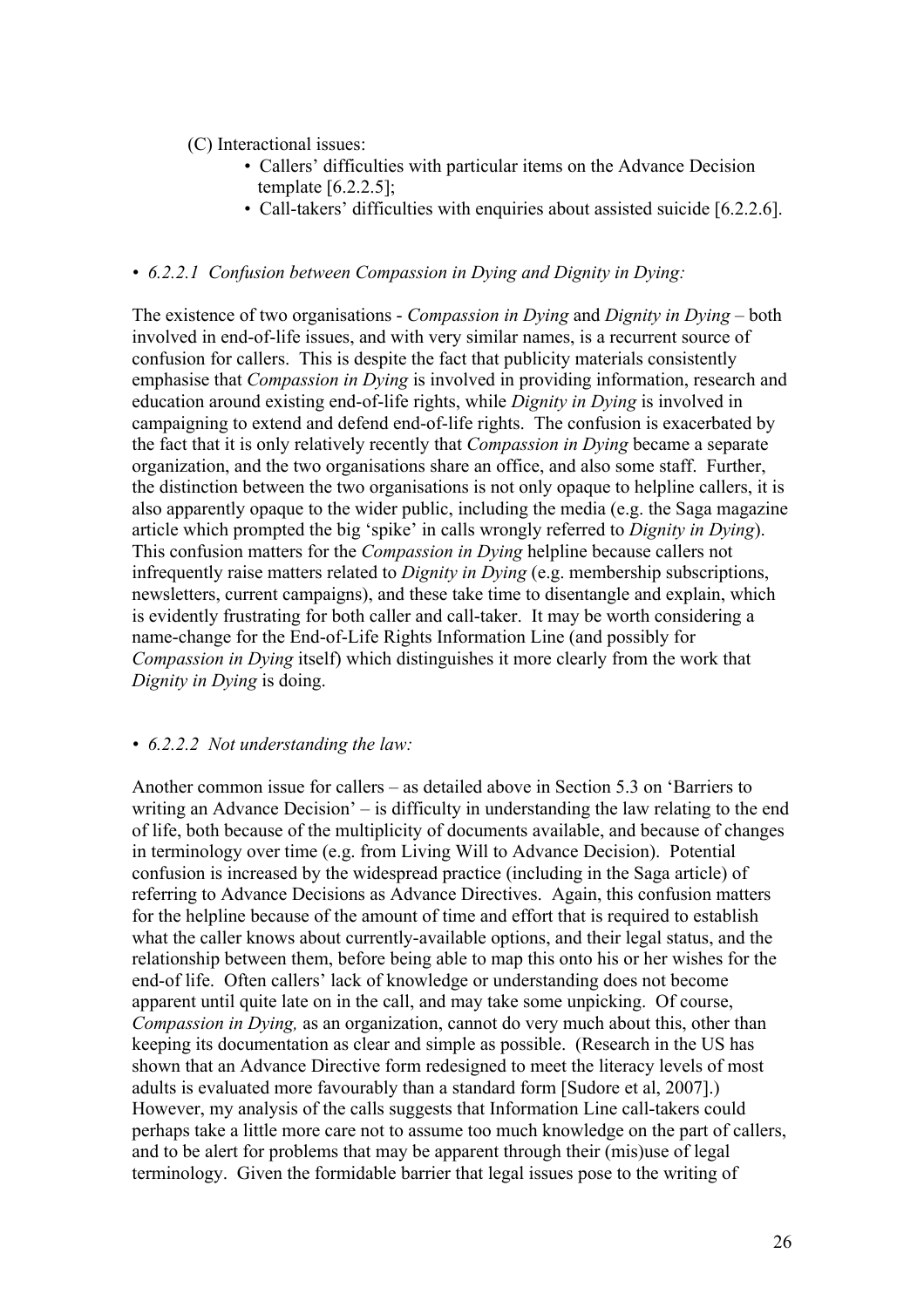(C) Interactional issues:

- Callers' difficulties with particular items on the Advance Decision template [6.2.2.5];
- Call-takers' difficulties with enquiries about assisted suicide [6.2.2.6].

- *6.2.2.1 Confusion between Compassion in Dying and Dignity in Dying:*

The existence of two organisations - *Compassion in Dying* and *Dignity in Dying* – both involved in end-of-life issues, and with very similar names, is a recurrent source of confusion for callers. This is despite the fact that publicity materials consistently emphasise that *Compassion in Dying* is involved in providing information, research and education around existing end-of-life rights, while *Dignity in Dying* is involved in campaigning to extend and defend end-of-life rights. The confusion is exacerbated by the fact that it is only relatively recently that *Compassion in Dying* became a separate organization, and the two organisations share an office, and also some staff. Further, the distinction between the two organisations is not only opaque to helpline callers, it is also apparently opaque to the wider public, including the media (e.g. the Saga magazine article which prompted the big 'spike' in calls wrongly referred to *Dignity in Dying*). This confusion matters for the *Compassion in Dying* helpline because callers not infrequently raise matters related to *Dignity in Dying* (e.g. membership subscriptions, newsletters, current campaigns), and these take time to disentangle and explain, which is evidently frustrating for both caller and call-taker. It may be worth considering a name-change for the End-of-Life Rights Information Line (and possibly for *Compassion in Dying* itself) which distinguishes it more clearly from the work that *Dignity in Dying* is doing.

- *6.2.2.2 Not understanding the law:*

Another common issue for callers – as detailed above in Section 5.3 on 'Barriers to writing an Advance Decision' – is difficulty in understanding the law relating to the end of life, both because of the multiplicity of documents available, and because of changes in terminology over time (e.g. from Living Will to Advance Decision). Potential confusion is increased by the widespread practice (including in the Saga article) of referring to Advance Decisions as Advance Directives. Again, this confusion matters for the helpline because of the amount of time and effort that is required to establish what the caller knows about currently-available options, and their legal status, and the relationship between them, before being able to map this onto his or her wishes for the end-of life. Often callers' lack of knowledge or understanding does not become apparent until quite late on in the call, and may take some unpicking. Of course, *Compassion in Dying,* as an organization, cannot do very much about this, other than keeping its documentation as clear and simple as possible. (Research in the US has shown that an Advance Directive form redesigned to meet the literacy levels of most adults is evaluated more favourably than a standard form [Sudore et al, 2007].) However, my analysis of the calls suggests that Information Line call-takers could perhaps take a little more care not to assume too much knowledge on the part of callers, and to be alert for problems that may be apparent through their (mis)use of legal terminology. Given the formidable barrier that legal issues pose to the writing of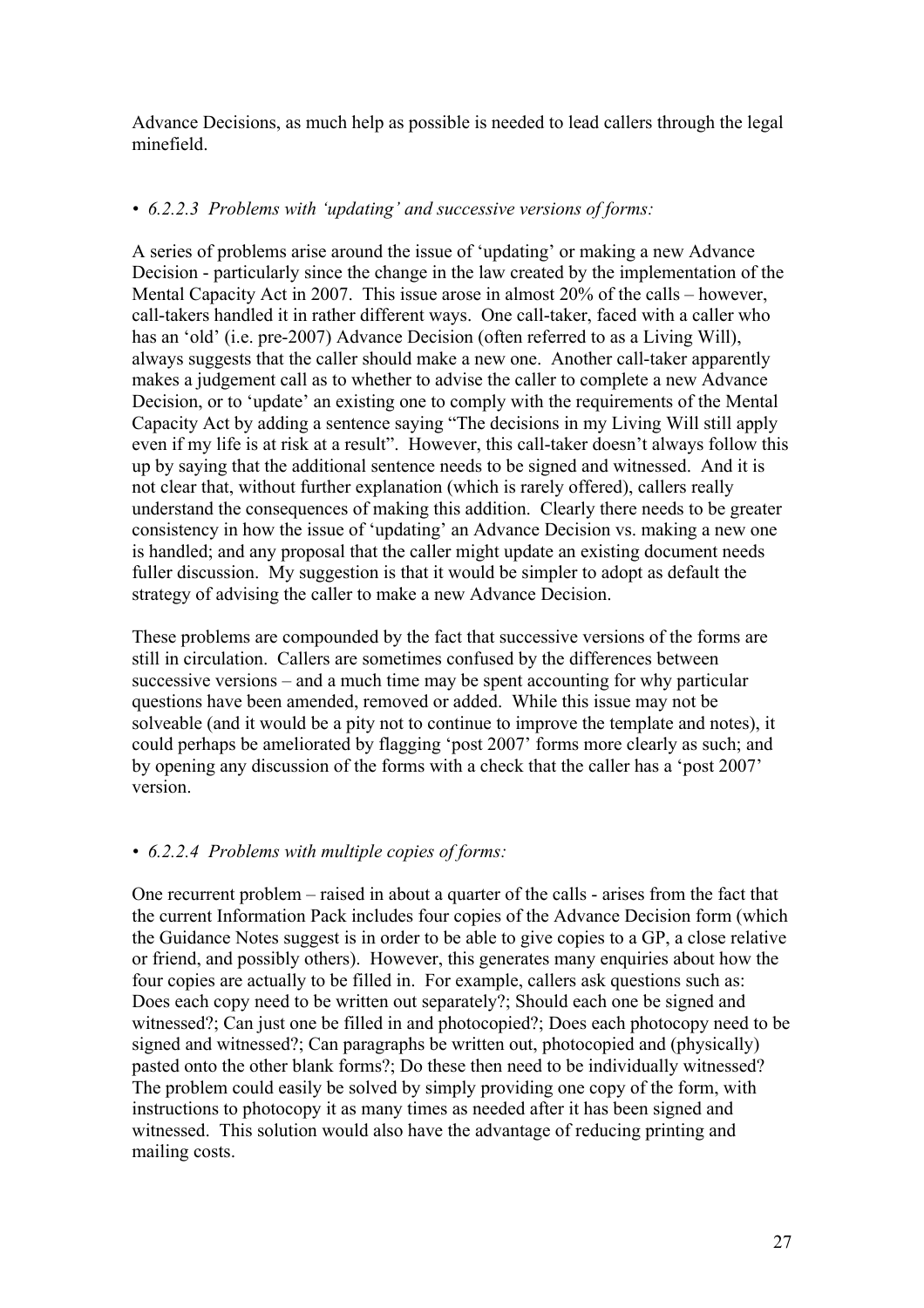Advance Decisions, as much help as possible is needed to lead callers through the legal minefield.

- *6.2.2.3 Problems with 'updating' and successive versions of forms:*

A series of problems arise around the issue of 'updating' or making a new Advance Decision - particularly since the change in the law created by the implementation of the Mental Capacity Act in 2007. This issue arose in almost 20% of the calls – however, call-takers handled it in rather different ways. One call-taker, faced with a caller who has an 'old' (i.e. pre-2007) Advance Decision (often referred to as a Living Will), always suggests that the caller should make a new one. Another call-taker apparently makes a judgement call as to whether to advise the caller to complete a new Advance Decision, or to 'update' an existing one to comply with the requirements of the Mental Capacity Act by adding a sentence saying "The decisions in my Living Will still apply even if my life is at risk at a result". However, this call-taker doesn't always follow this up by saying that the additional sentence needs to be signed and witnessed. And it is not clear that, without further explanation (which is rarely offered), callers really understand the consequences of making this addition. Clearly there needs to be greater consistency in how the issue of 'updating' an Advance Decision vs. making a new one is handled; and any proposal that the caller might update an existing document needs fuller discussion. My suggestion is that it would be simpler to adopt as default the strategy of advising the caller to make a new Advance Decision.

These problems are compounded by the fact that successive versions of the forms are still in circulation. Callers are sometimes confused by the differences between successive versions – and a much time may be spent accounting for why particular questions have been amended, removed or added. While this issue may not be solveable (and it would be a pity not to continue to improve the template and notes), it could perhaps be ameliorated by flagging 'post 2007' forms more clearly as such; and by opening any discussion of the forms with a check that the caller has a 'post 2007' version.

- *6.2.2.4 Problems with multiple copies of forms:*

One recurrent problem – raised in about a quarter of the calls - arises from the fact that the current Information Pack includes four copies of the Advance Decision form (which the Guidance Notes suggest is in order to be able to give copies to a GP, a close relative or friend, and possibly others). However, this generates many enquiries about how the four copies are actually to be filled in. For example, callers ask questions such as: Does each copy need to be written out separately?; Should each one be signed and witnessed?; Can just one be filled in and photocopied?; Does each photocopy need to be signed and witnessed?; Can paragraphs be written out, photocopied and (physically) pasted onto the other blank forms?; Do these then need to be individually witnessed? The problem could easily be solved by simply providing one copy of the form, with instructions to photocopy it as many times as needed after it has been signed and witnessed. This solution would also have the advantage of reducing printing and mailing costs.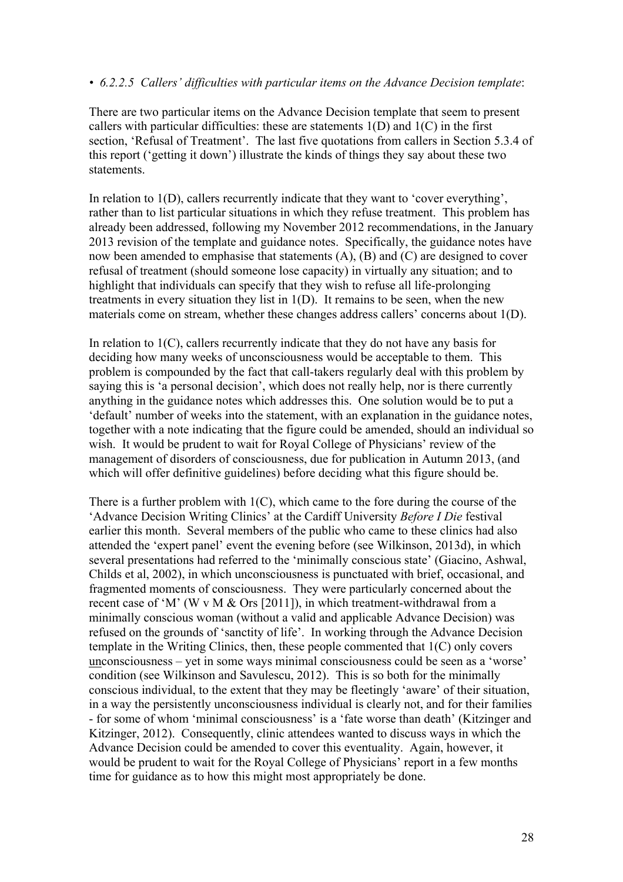- *6.2.2.5 Callers' difficulties with particular items on the Advance Decision template*:

There are two particular items on the Advance Decision template that seem to present callers with particular difficulties: these are statements 1(D) and 1(C) in the first section, 'Refusal of Treatment'. The last five quotations from callers in Section 5.3.4 of this report ('getting it down') illustrate the kinds of things they say about these two statements.

In relation to 1(D), callers recurrently indicate that they want to 'cover everything', rather than to list particular situations in which they refuse treatment. This problem has already been addressed, following my November 2012 recommendations, in the January 2013 revision of the template and guidance notes. Specifically, the guidance notes have now been amended to emphasise that statements (A), (B) and (C) are designed to cover refusal of treatment (should someone lose capacity) in virtually any situation; and to highlight that individuals can specify that they wish to refuse all life-prolonging treatments in every situation they list in 1(D). It remains to be seen, when the new materials come on stream, whether these changes address callers' concerns about 1(D).

In relation to 1(C), callers recurrently indicate that they do not have any basis for deciding how many weeks of unconsciousness would be acceptable to them. This problem is compounded by the fact that call-takers regularly deal with this problem by saying this is 'a personal decision', which does not really help, nor is there currently anything in the guidance notes which addresses this. One solution would be to put a 'default' number of weeks into the statement, with an explanation in the guidance notes, together with a note indicating that the figure could be amended, should an individual so wish. It would be prudent to wait for Royal College of Physicians' review of the management of disorders of consciousness, due for publication in Autumn 2013, (and which will offer definitive guidelines) before deciding what this figure should be.

There is a further problem with 1(C), which came to the fore during the course of the 'Advance Decision Writing Clinics' at the Cardiff University *Before I Die* festival earlier this month. Several members of the public who came to these clinics had also attended the 'expert panel' event the evening before (see Wilkinson, 2013d), in which several presentations had referred to the 'minimally conscious state' (Giacino, Ashwal, Childs et al, 2002), in which unconsciousness is punctuated with brief, occasional, and fragmented moments of consciousness. They were particularly concerned about the recent case of 'M' (W v M & Ors [2011]), in which treatment-withdrawal from a minimally conscious woman (without a valid and applicable Advance Decision) was refused on the grounds of 'sanctity of life'. In working through the Advance Decision template in the Writing Clinics, then, these people commented that 1(C) only covers <u>un</u>consciousness – yet in some ways minimal consciousness could be seen as a 'worse' condition (see Wilkinson and Savulescu, 2012). This is so both for the minimally conscious individual, to the extent that they may be fleetingly 'aware' of their situation, in a way the persistently unconsciousness individual is clearly not, and for their families - for some of whom 'minimal consciousness' is a 'fate worse than death' (Kitzinger and Kitzinger, 2012). Consequently, clinic attendees wanted to discuss ways in which the Advance Decision could be amended to cover this eventuality. Again, however, it would be prudent to wait for the Royal College of Physicians' report in a few months time for guidance as to how this might most appropriately be done.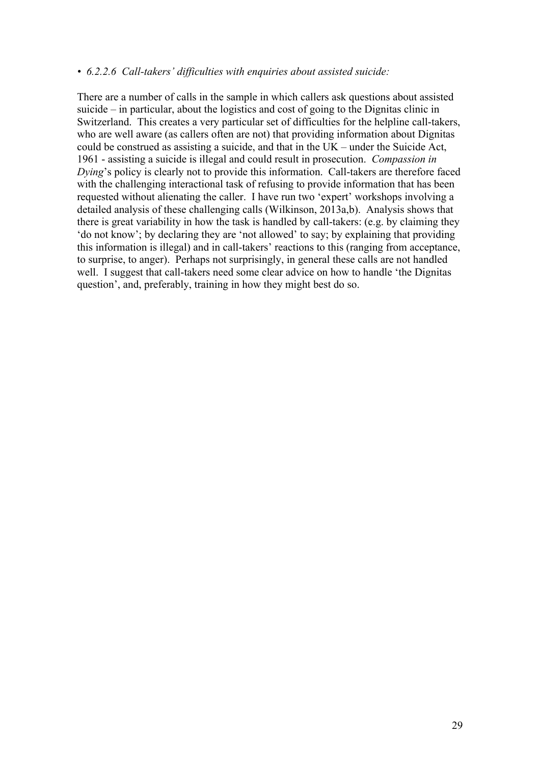• *6.2.2.6 Call-takers' difficulties with enquiries about assisted suicide:*

There are a number of calls in the sample in which callers ask questions about assisted suicide – in particular, about the logistics and cost of going to the Dignitas clinic in Switzerland. This creates a very particular set of difficulties for the helpline call-takers, who are well aware (as callers often are not) that providing information about Dignitas could be construed as assisting a suicide, and that in the UK – under the Suicide Act, 1961 - assisting a suicide is illegal and could result in prosecution. *Compassion in Dying*'s policy is clearly not to provide this information. Call-takers are therefore faced with the challenging interactional task of refusing to provide information that has been requested without alienating the caller. I have run two 'expert' workshops involving a detailed analysis of these challenging calls (Wilkinson, 2013a,b). Analysis shows that there is great variability in how the task is handled by call-takers: (e.g. by claiming they 'do not know'; by declaring they are 'not allowed' to say; by explaining that providing this information is illegal) and in call-takers' reactions to this (ranging from acceptance, to surprise, to anger). Perhaps not surprisingly, in general these calls are not handled well. I suggest that call-takers need some clear advice on how to handle 'the Dignitas question', and, preferably, training in how they might best do so.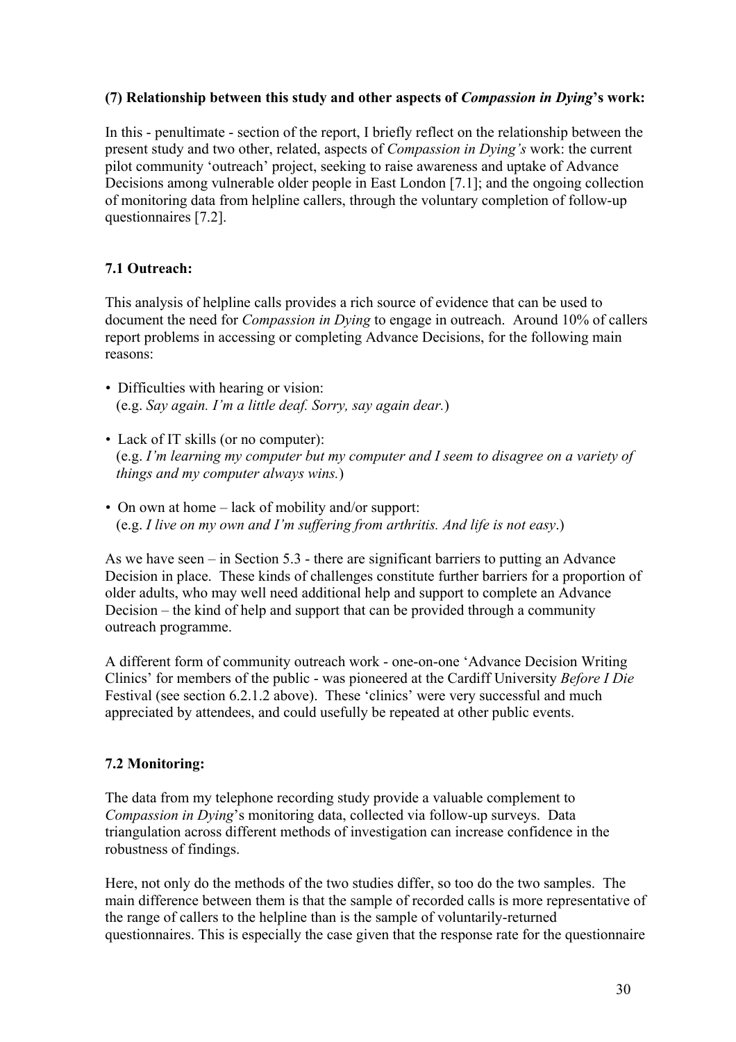**(7) Relationship between this study and other aspects of *Compassion in Dying*'s work:**

In this - penultimate - section of the report, I briefly reflect on the relationship between the present study and two other, related, aspects of *Compassion in Dying's* work: the current pilot community 'outreach' project, seeking to raise awareness and uptake of Advance Decisions among vulnerable older people in East London [7.1]; and the ongoing collection of monitoring data from helpline callers, through the voluntary completion of follow-up questionnaires [7.2].

**7.1 Outreach:**

This analysis of helpline calls provides a rich source of evidence that can be used to document the need for *Compassion in Dying* to engage in outreach. Around 10% of callers report problems in accessing or completing Advance Decisions, for the following main reasons:

- Difficulties with hearing or vision:
  (e.g. *Say again. I'm a little deaf. Sorry, say again dear.*)
- Lack of IT skills (or no computer):
  (e.g. *I'm learning my computer but my computer and I seem to disagree on a variety of things and my computer always wins.*)
- On own at home – lack of mobility and/or support:
  (e.g. *I live on my own and I'm suffering from arthritis. And life is not easy*.)

As we have seen – in Section 5.3 - there are significant barriers to putting an Advance Decision in place. These kinds of challenges constitute further barriers for a proportion of older adults, who may well need additional help and support to complete an Advance Decision – the kind of help and support that can be provided through a community outreach programme.

A different form of community outreach work - one-on-one 'Advance Decision Writing Clinics' for members of the public - was pioneered at the Cardiff University *Before I Die* Festival (see section 6.2.1.2 above). These 'clinics' were very successful and much appreciated by attendees, and could usefully be repeated at other public events.

**7.2 Monitoring:**

The data from my telephone recording study provide a valuable complement to *Compassion in Dying*'s monitoring data, collected via follow-up surveys. Data triangulation across different methods of investigation can increase confidence in the robustness of findings.

Here, not only do the methods of the two studies differ, so too do the two samples. The main difference between them is that the sample of recorded calls is more representative of the range of callers to the helpline than is the sample of voluntarily-returned questionnaires. This is especially the case given that the response rate for the questionnaire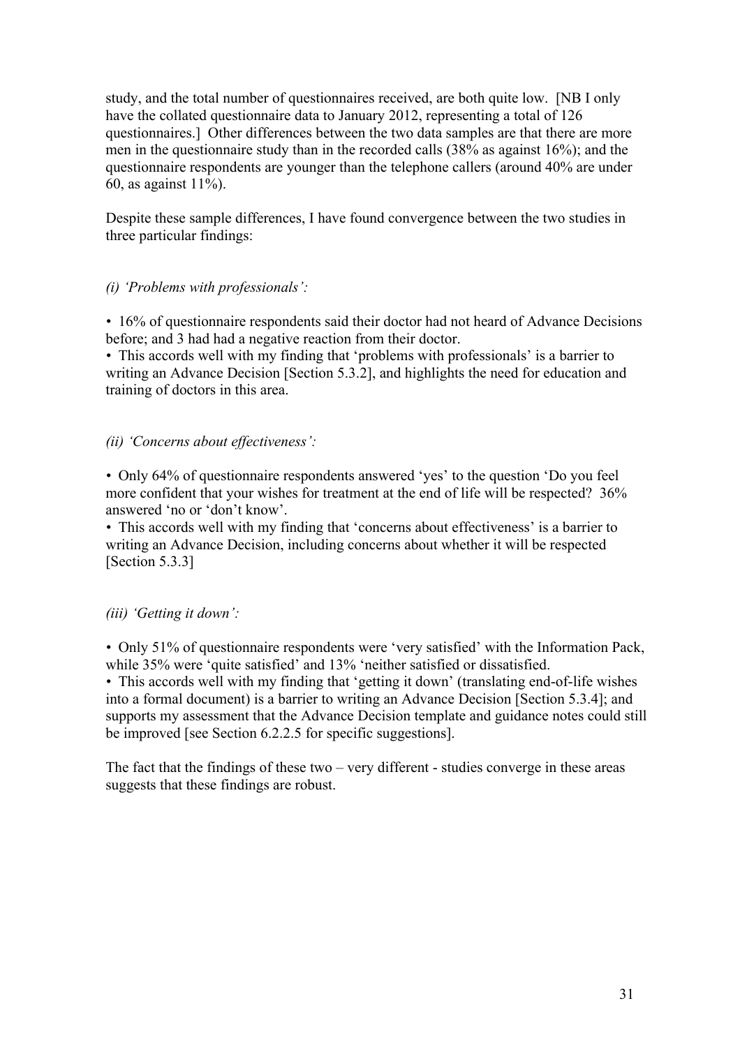study, and the total number of questionnaires received, are both quite low. [NB I only have the collated questionnaire data to January 2012, representing a total of 126 questionnaires.] Other differences between the two data samples are that there are more men in the questionnaire study than in the recorded calls (38% as against 16%); and the questionnaire respondents are younger than the telephone callers (around 40% are under 60, as against 11%).

Despite these sample differences, I have found convergence between the two studies in three particular findings:

*(i) 'Problems with professionals':*

• 16% of questionnaire respondents said their doctor had not heard of Advance Decisions before; and 3 had had a negative reaction from their doctor.
• This accords well with my finding that 'problems with professionals' is a barrier to writing an Advance Decision [Section 5.3.2], and highlights the need for education and training of doctors in this area.

*(ii) 'Concerns about effectiveness':*

• Only 64% of questionnaire respondents answered 'yes' to the question 'Do you feel more confident that your wishes for treatment at the end of life will be respected? 36% answered 'no or 'don't know'.
• This accords well with my finding that 'concerns about effectiveness' is a barrier to writing an Advance Decision, including concerns about whether it will be respected [Section 5.3.3]

*(iii) 'Getting it down':*

• Only 51% of questionnaire respondents were 'very satisfied' with the Information Pack, while 35% were 'quite satisfied' and 13% 'neither satisfied or dissatisfied.
• This accords well with my finding that 'getting it down' (translating end-of-life wishes into a formal document) is a barrier to writing an Advance Decision [Section 5.3.4]; and supports my assessment that the Advance Decision template and guidance notes could still be improved [see Section 6.2.2.5 for specific suggestions].

The fact that the findings of these two – very different - studies converge in these areas suggests that these findings are robust.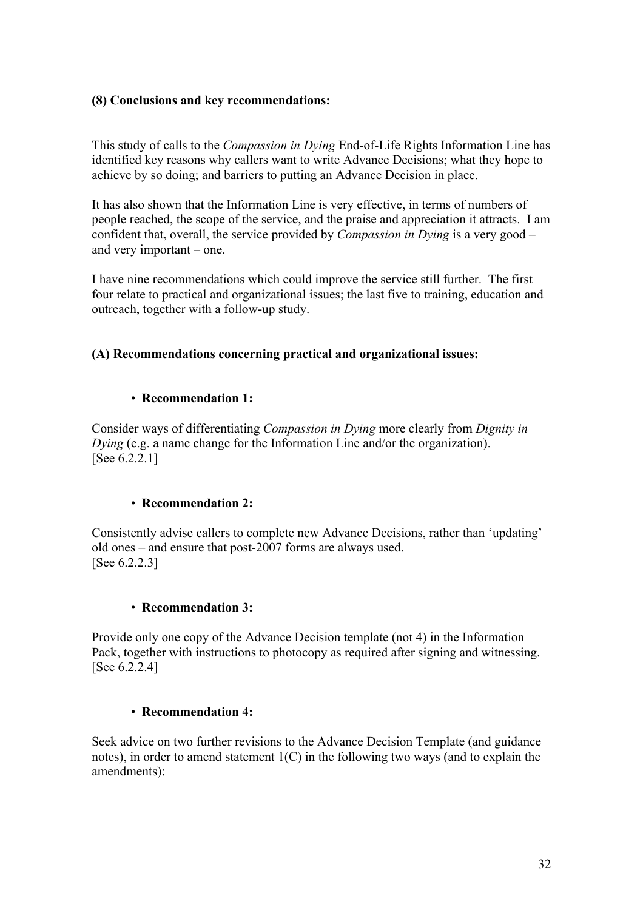**(8) Conclusions and key recommendations:**

This study of calls to the *Compassion in Dying* End-of-Life Rights Information Line has identified key reasons why callers want to write Advance Decisions; what they hope to achieve by so doing; and barriers to putting an Advance Decision in place.

It has also shown that the Information Line is very effective, in terms of numbers of people reached, the scope of the service, and the praise and appreciation it attracts. I am confident that, overall, the service provided by *Compassion in Dying* is a very good – and very important – one.

I have nine recommendations which could improve the service still further. The first four relate to practical and organizational issues; the last five to training, education and outreach, together with a follow-up study.

**(A) Recommendations concerning practical and organizational issues:**

- **Recommendation 1:**

Consider ways of differentiating *Compassion in Dying* more clearly from *Dignity in Dying* (e.g. a name change for the Information Line and/or the organization).
[See 6.2.2.1]

- **Recommendation 2:**

Consistently advise callers to complete new Advance Decisions, rather than 'updating' old ones – and ensure that post-2007 forms are always used.
[See 6.2.2.3]

- **Recommendation 3:**

Provide only one copy of the Advance Decision template (not 4) in the Information Pack, together with instructions to photocopy as required after signing and witnessing.
[See 6.2.2.4]

- **Recommendation 4:**

Seek advice on two further revisions to the Advance Decision Template (and guidance notes), in order to amend statement 1(C) in the following two ways (and to explain the amendments):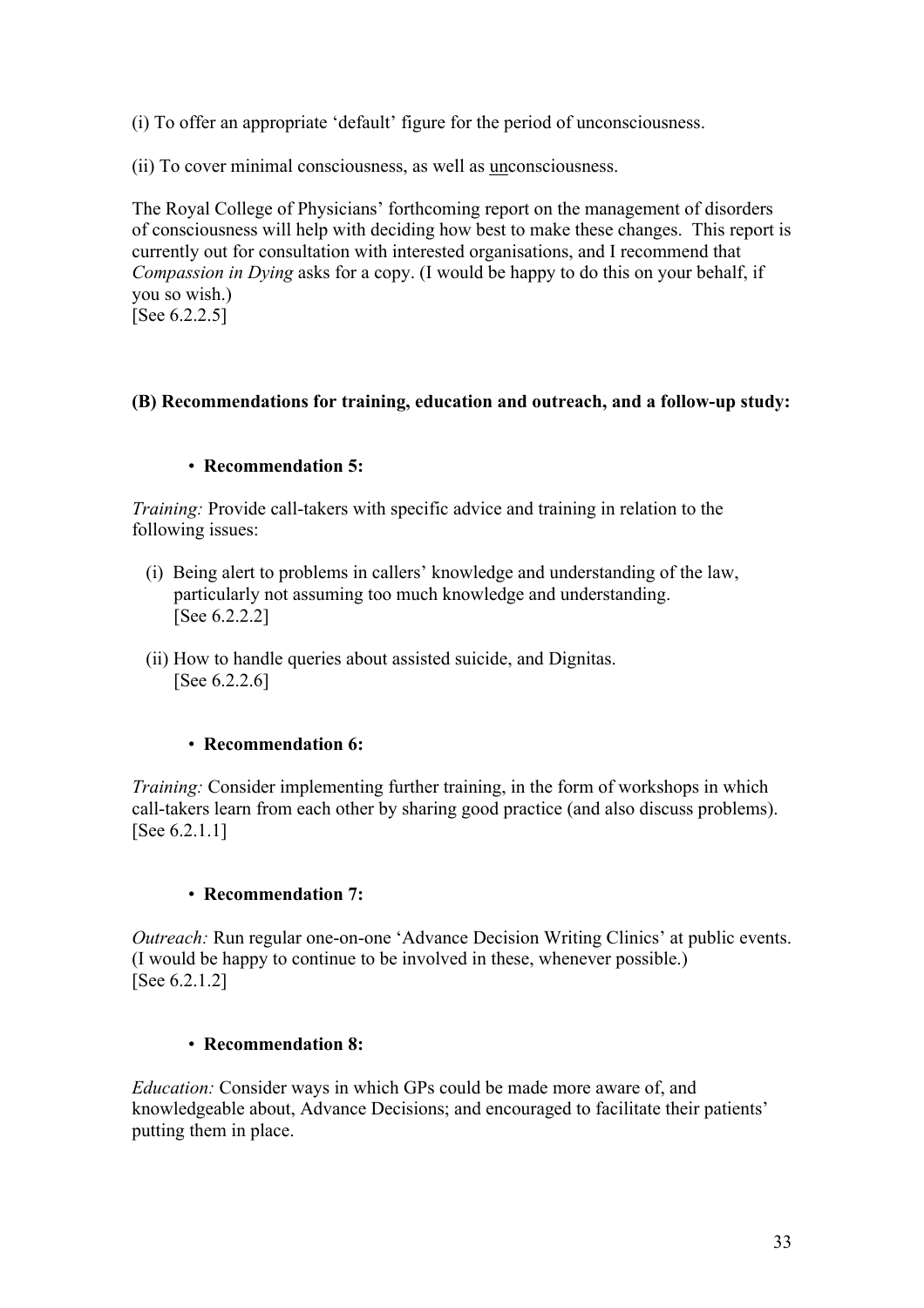(i) To offer an appropriate 'default' figure for the period of unconsciousness.

(ii) To cover minimal consciousness, as well as <u>un</u>consciousness.

The Royal College of Physicians' forthcoming report on the management of disorders of consciousness will help with deciding how best to make these changes. This report is currently out for consultation with interested organisations, and I recommend that *Compassion in Dying* asks for a copy. (I would be happy to do this on your behalf, if you so wish.)
[See 6.2.2.5]

**(B) Recommendations for training, education and outreach, and a follow-up study:**

- **Recommendation 5:**

*Training:* Provide call-takers with specific advice and training in relation to the following issues:

(i) Being alert to problems in callers' knowledge and understanding of the law, particularly not assuming too much knowledge and understanding.
[See 6.2.2.2]

(ii) How to handle queries about assisted suicide, and Dignitas.
[See 6.2.2.6]

- **Recommendation 6:**

*Training:* Consider implementing further training, in the form of workshops in which call-takers learn from each other by sharing good practice (and also discuss problems).
[See 6.2.1.1]

- **Recommendation 7:**

*Outreach:* Run regular one-on-one 'Advance Decision Writing Clinics' at public events. (I would be happy to continue to be involved in these, whenever possible.)
[See 6.2.1.2]

- **Recommendation 8:**

*Education:* Consider ways in which GPs could be made more aware of, and knowledgeable about, Advance Decisions; and encouraged to facilitate their patients' putting them in place.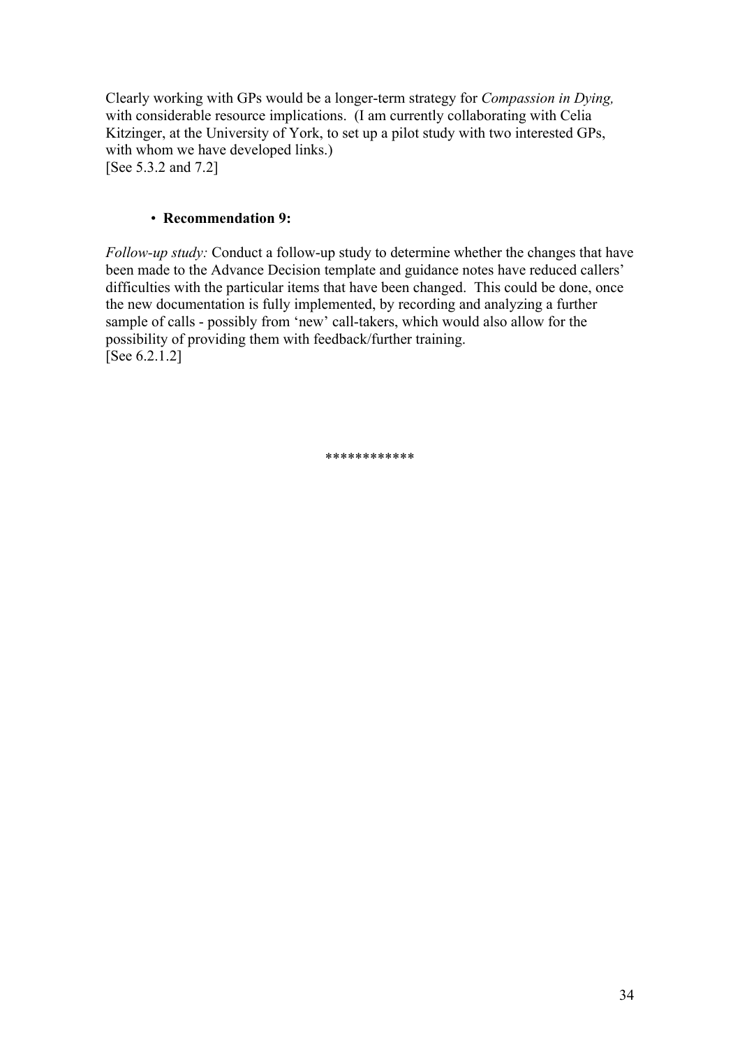Clearly working with GPs would be a longer-term strategy for *Compassion in Dying,* with considerable resource implications. (I am currently collaborating with Celia Kitzinger, at the University of York, to set up a pilot study with two interested GPs, with whom we have developed links.)
[See 5.3.2 and 7.2]

- **Recommendation 9:**

*Follow-up study:* Conduct a follow-up study to determine whether the changes that have been made to the Advance Decision template and guidance notes have reduced callers' difficulties with the particular items that have been changed. This could be done, once the new documentation is fully implemented, by recording and analyzing a further sample of calls - possibly from 'new' call-takers, which would also allow for the possibility of providing them with feedback/further training.
[See 6.2.1.2]

************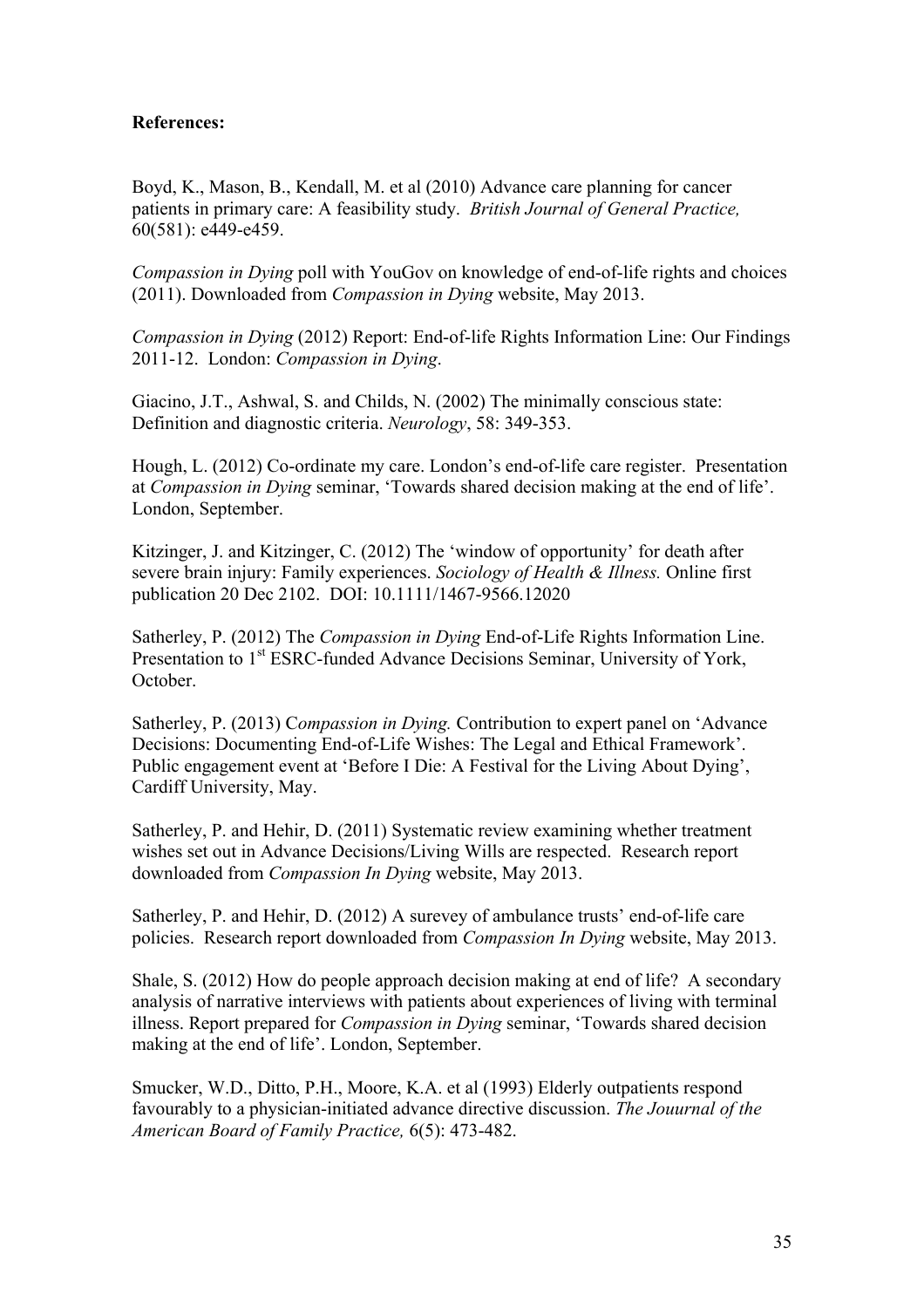**References:**

Boyd, K., Mason, B., Kendall, M. et al (2010) Advance care planning for cancer patients in primary care: A feasibility study. *British Journal of General Practice,* 60(581): e449-e459.

*Compassion in Dying* poll with YouGov on knowledge of end-of-life rights and choices (2011). Downloaded from *Compassion in Dying* website, May 2013.

*Compassion in Dying* (2012) Report: End-of-life Rights Information Line: Our Findings 2011-12. London: *Compassion in Dying*.

Giacino, J.T., Ashwal, S. and Childs, N. (2002) The minimally conscious state: Definition and diagnostic criteria. *Neurology*, 58: 349-353.

Hough, L. (2012) Co-ordinate my care. London's end-of-life care register. Presentation at *Compassion in Dying* seminar, 'Towards shared decision making at the end of life'. London, September.

Kitzinger, J. and Kitzinger, C. (2012) The 'window of opportunity' for death after severe brain injury: Family experiences. *Sociology of Health & Illness.* Online first publication 20 Dec 2102. DOI: 10.1111/1467-9566.12020

Satherley, P. (2012) The *Compassion in Dying* End-of-Life Rights Information Line. Presentation to 1st ESRC-funded Advance Decisions Seminar, University of York, October.

Satherley, P. (2013) C*ompassion in Dying.* Contribution to expert panel on 'Advance Decisions: Documenting End-of-Life Wishes: The Legal and Ethical Framework'. Public engagement event at 'Before I Die: A Festival for the Living About Dying', Cardiff University, May.

Satherley, P. and Hehir, D. (2011) Systematic review examining whether treatment wishes set out in Advance Decisions/Living Wills are respected. Research report downloaded from *Compassion In Dying* website, May 2013.

Satherley, P. and Hehir, D. (2012) A surevey of ambulance trusts' end-of-life care policies. Research report downloaded from *Compassion In Dying* website, May 2013.

Shale, S. (2012) How do people approach decision making at end of life? A secondary analysis of narrative interviews with patients about experiences of living with terminal illness. Report prepared for *Compassion in Dying* seminar, 'Towards shared decision making at the end of life'. London, September.

Smucker, W.D., Ditto, P.H., Moore, K.A. et al (1993) Elderly outpatients respond favourably to a physician-initiated advance directive discussion. *The Jouurnal of the American Board of Family Practice,* 6(5): 473-482.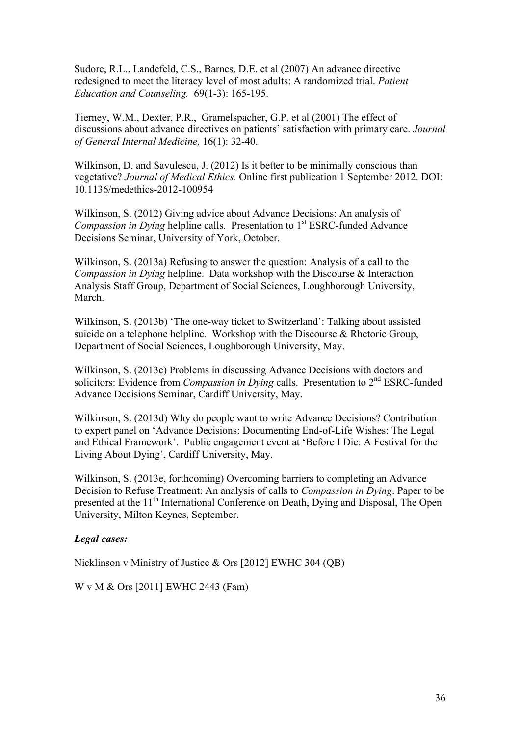Sudore, R.L., Landefeld, C.S., Barnes, D.E. et al (2007) An advance directive redesigned to meet the literacy level of most adults: A randomized trial. *Patient Education and Counseling.* 69(1-3): 165-195.

Tierney, W.M., Dexter, P.R., Gramelspacher, G.P. et al (2001) The effect of discussions about advance directives on patients' satisfaction with primary care. *Journal of General Internal Medicine,* 16(1): 32-40.

Wilkinson, D. and Savulescu, J. (2012) Is it better to be minimally conscious than vegetative? *Journal of Medical Ethics.* Online first publication 1 September 2012. DOI: 10.1136/medethics-2012-100954

Wilkinson, S. (2012) Giving advice about Advance Decisions: An analysis of *Compassion in Dying* helpline calls. Presentation to 1st ESRC-funded Advance Decisions Seminar, University of York, October.

Wilkinson, S. (2013a) Refusing to answer the question: Analysis of a call to the *Compassion in Dying* helpline. Data workshop with the Discourse & Interaction Analysis Staff Group, Department of Social Sciences, Loughborough University, March.

Wilkinson, S. (2013b) 'The one-way ticket to Switzerland': Talking about assisted suicide on a telephone helpline. Workshop with the Discourse & Rhetoric Group, Department of Social Sciences, Loughborough University, May.

Wilkinson, S. (2013c) Problems in discussing Advance Decisions with doctors and solicitors: Evidence from *Compassion in Dying* calls. Presentation to 2nd ESRC-funded Advance Decisions Seminar, Cardiff University, May.

Wilkinson, S. (2013d) Why do people want to write Advance Decisions? Contribution to expert panel on 'Advance Decisions: Documenting End-of-Life Wishes: The Legal and Ethical Framework'. Public engagement event at 'Before I Die: A Festival for the Living About Dying', Cardiff University, May.

Wilkinson, S. (2013e, forthcoming) Overcoming barriers to completing an Advance Decision to Refuse Treatment: An analysis of calls to *Compassion in Dying*. Paper to be presented at the 11th International Conference on Death, Dying and Disposal, The Open University, Milton Keynes, September.

***Legal cases:***

Nicklinson v Ministry of Justice & Ors [2012] EWHC 304 (QB)

W v M & Ors [2011] EWHC 2443 (Fam)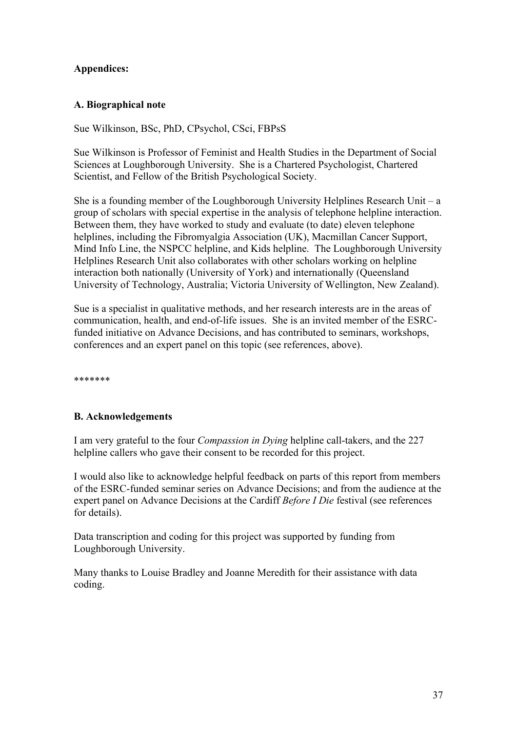**Appendices:**

**A. Biographical note**

Sue Wilkinson, BSc, PhD, CPsychol, CSci, FBPsS

Sue Wilkinson is Professor of Feminist and Health Studies in the Department of Social Sciences at Loughborough University. She is a Chartered Psychologist, Chartered Scientist, and Fellow of the British Psychological Society.

She is a founding member of the Loughborough University Helplines Research Unit – a group of scholars with special expertise in the analysis of telephone helpline interaction. Between them, they have worked to study and evaluate (to date) eleven telephone helplines, including the Fibromyalgia Association (UK), Macmillan Cancer Support, Mind Info Line, the NSPCC helpline, and Kids helpline. The Loughborough University Helplines Research Unit also collaborates with other scholars working on helpline interaction both nationally (University of York) and internationally (Queensland University of Technology, Australia; Victoria University of Wellington, New Zealand).

Sue is a specialist in qualitative methods, and her research interests are in the areas of communication, health, and end-of-life issues. She is an invited member of the ESRC-funded initiative on Advance Decisions, and has contributed to seminars, workshops, conferences and an expert panel on this topic (see references, above).

*******

**B. Acknowledgements**

I am very grateful to the four *Compassion in Dying* helpline call-takers, and the 227 helpline callers who gave their consent to be recorded for this project.

I would also like to acknowledge helpful feedback on parts of this report from members of the ESRC-funded seminar series on Advance Decisions; and from the audience at the expert panel on Advance Decisions at the Cardiff *Before I Die* festival (see references for details).

Data transcription and coding for this project was supported by funding from Loughborough University.

Many thanks to Louise Bradley and Joanne Meredith for their assistance with data coding.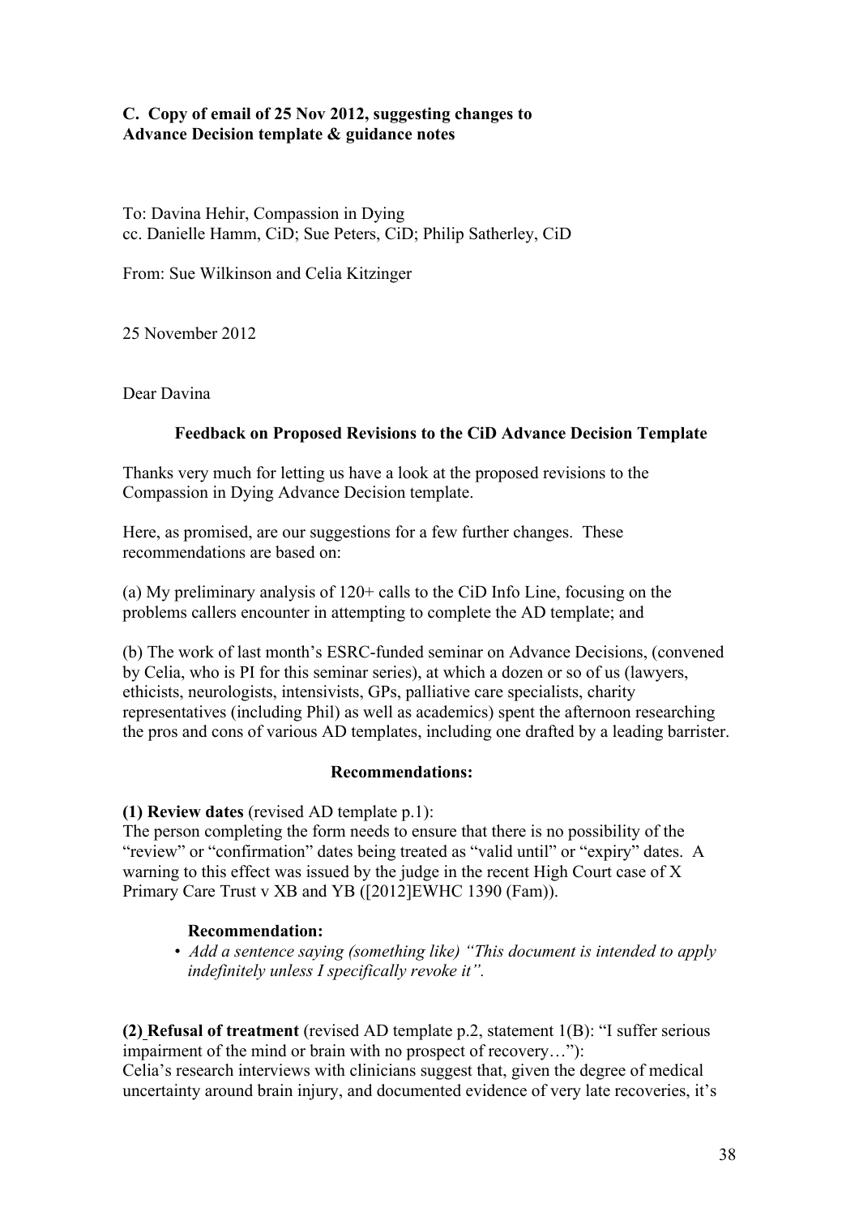**C. Copy of email of 25 Nov 2012, suggesting changes to Advance Decision template & guidance notes**

To: Davina Hehir, Compassion in Dying
cc. Danielle Hamm, CiD; Sue Peters, CiD; Philip Satherley, CiD

From: Sue Wilkinson and Celia Kitzinger

25 November 2012

Dear Davina

**Feedback on Proposed Revisions to the CiD Advance Decision Template**

Thanks very much for letting us have a look at the proposed revisions to the Compassion in Dying Advance Decision template.

Here, as promised, are our suggestions for a few further changes. These recommendations are based on:

(a) My preliminary analysis of 120+ calls to the CiD Info Line, focusing on the problems callers encounter in attempting to complete the AD template; and

(b) The work of last month's ESRC-funded seminar on Advance Decisions, (convened by Celia, who is PI for this seminar series), at which a dozen or so of us (lawyers, ethicists, neurologists, intensivists, GPs, palliative care specialists, charity representatives (including Phil) as well as academics) spent the afternoon researching the pros and cons of various AD templates, including one drafted by a leading barrister.

**Recommendations:**

**(1) Review dates** (revised AD template p.1):
The person completing the form needs to ensure that there is no possibility of the "review" or "confirmation" dates being treated as "valid until" or "expiry" dates. A warning to this effect was issued by the judge in the recent High Court case of X Primary Care Trust v XB and YB ([2012]EWHC 1390 (Fam)).

**Recommendation:**

- *Add a sentence saying (something like) "This document is intended to apply indefinitely unless I specifically revoke it".*

**(2) Refusal of treatment** (revised AD template p.2, statement 1(B): "I suffer serious impairment of the mind or brain with no prospect of recovery…"):
Celia's research interviews with clinicians suggest that, given the degree of medical uncertainty around brain injury, and documented evidence of very late recoveries, it's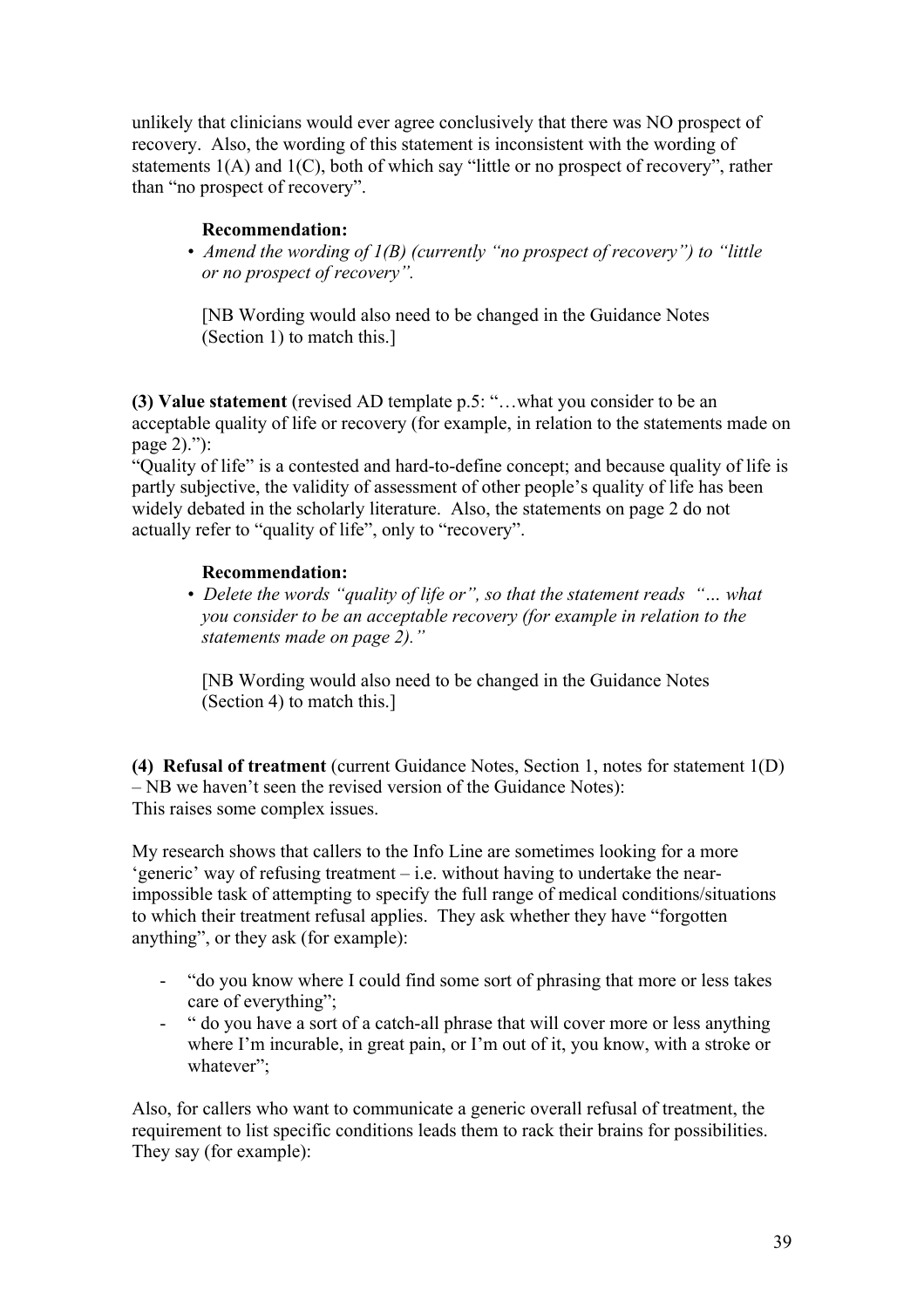unlikely that clinicians would ever agree conclusively that there was NO prospect of recovery. Also, the wording of this statement is inconsistent with the wording of statements 1(A) and 1(C), both of which say "little or no prospect of recovery", rather than "no prospect of recovery".

**Recommendation:**

- *Amend the wording of 1(B) (currently "no prospect of recovery") to "little or no prospect of recovery".*

[NB Wording would also need to be changed in the Guidance Notes (Section 1) to match this.]

**(3) Value statement** (revised AD template p.5: "…what you consider to be an acceptable quality of life or recovery (for example, in relation to the statements made on page 2)."):
"Quality of life" is a contested and hard-to-define concept; and because quality of life is partly subjective, the validity of assessment of other people's quality of life has been widely debated in the scholarly literature. Also, the statements on page 2 do not actually refer to "quality of life", only to "recovery".

**Recommendation:**

- *Delete the words "quality of life or", so that the statement reads "… what you consider to be an acceptable recovery (for example in relation to the statements made on page 2)."*

[NB Wording would also need to be changed in the Guidance Notes (Section 4) to match this.]

**(4) Refusal of treatment** (current Guidance Notes, Section 1, notes for statement 1(D) – NB we haven't seen the revised version of the Guidance Notes):
This raises some complex issues.

My research shows that callers to the Info Line are sometimes looking for a more 'generic' way of refusing treatment – i.e. without having to undertake the near-impossible task of attempting to specify the full range of medical conditions/situations to which their treatment refusal applies. They ask whether they have "forgotten anything", or they ask (for example):

- "do you know where I could find some sort of phrasing that more or less takes care of everything";
- " do you have a sort of a catch-all phrase that will cover more or less anything where I'm incurable, in great pain, or I'm out of it, you know, with a stroke or whatever";

Also, for callers who want to communicate a generic overall refusal of treatment, the requirement to list specific conditions leads them to rack their brains for possibilities. They say (for example):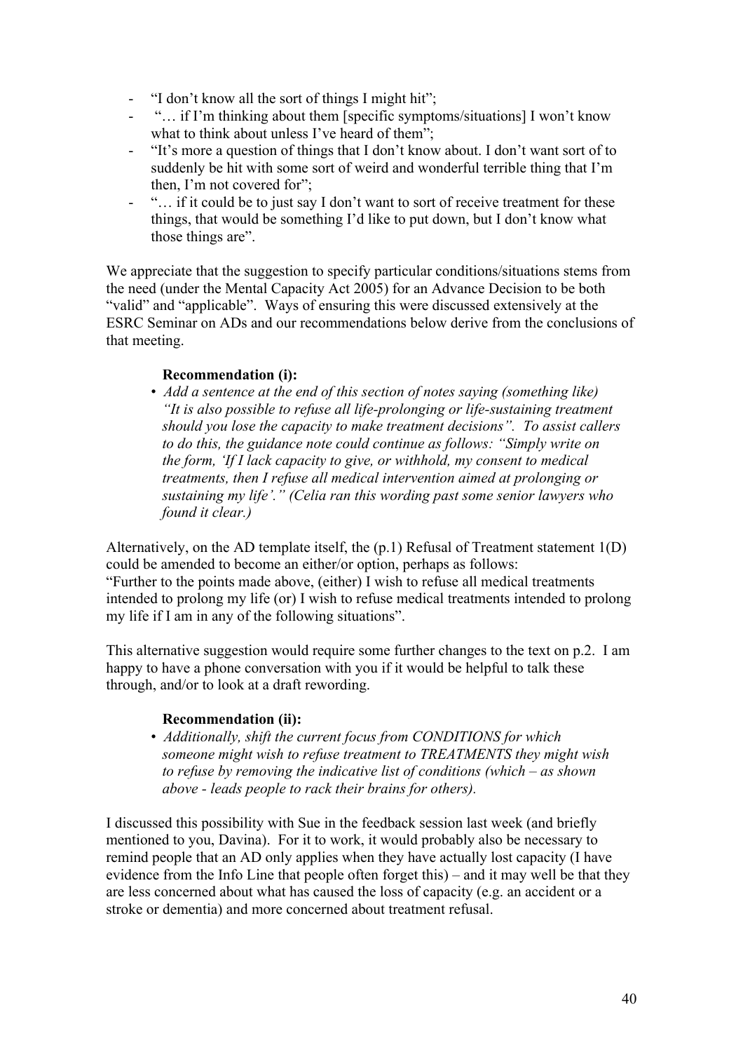- "I don't know all the sort of things I might hit";
- "… if I'm thinking about them [specific symptoms/situations] I won't know what to think about unless I've heard of them";
- "It's more a question of things that I don't know about. I don't want sort of to suddenly be hit with some sort of weird and wonderful terrible thing that I'm then, I'm not covered for";
- "… if it could be to just say I don't want to sort of receive treatment for these things, that would be something I'd like to put down, but I don't know what those things are".

We appreciate that the suggestion to specify particular conditions/situations stems from the need (under the Mental Capacity Act 2005) for an Advance Decision to be both "valid" and "applicable". Ways of ensuring this were discussed extensively at the ESRC Seminar on ADs and our recommendations below derive from the conclusions of that meeting.

**Recommendation (i):**

- *Add a sentence at the end of this section of notes saying (something like) "It is also possible to refuse all life-prolonging or life-sustaining treatment should you lose the capacity to make treatment decisions". To assist callers to do this, the guidance note could continue as follows: "Simply write on the form, 'If I lack capacity to give, or withhold, my consent to medical treatments, then I refuse all medical intervention aimed at prolonging or sustaining my life'." (Celia ran this wording past some senior lawyers who found it clear.)*

Alternatively, on the AD template itself, the (p.1) Refusal of Treatment statement 1(D) could be amended to become an either/or option, perhaps as follows:
"Further to the points made above, (either) I wish to refuse all medical treatments intended to prolong my life (or) I wish to refuse medical treatments intended to prolong my life if I am in any of the following situations".

This alternative suggestion would require some further changes to the text on p.2. I am happy to have a phone conversation with you if it would be helpful to talk these through, and/or to look at a draft rewording.

**Recommendation (ii):**

- *Additionally, shift the current focus from CONDITIONS for which someone might wish to refuse treatment to TREATMENTS they might wish to refuse by removing the indicative list of conditions (which – as shown above - leads people to rack their brains for others).*

I discussed this possibility with Sue in the feedback session last week (and briefly mentioned to you, Davina). For it to work, it would probably also be necessary to remind people that an AD only applies when they have actually lost capacity (I have evidence from the Info Line that people often forget this) – and it may well be that they are less concerned about what has caused the loss of capacity (e.g. an accident or a stroke or dementia) and more concerned about treatment refusal.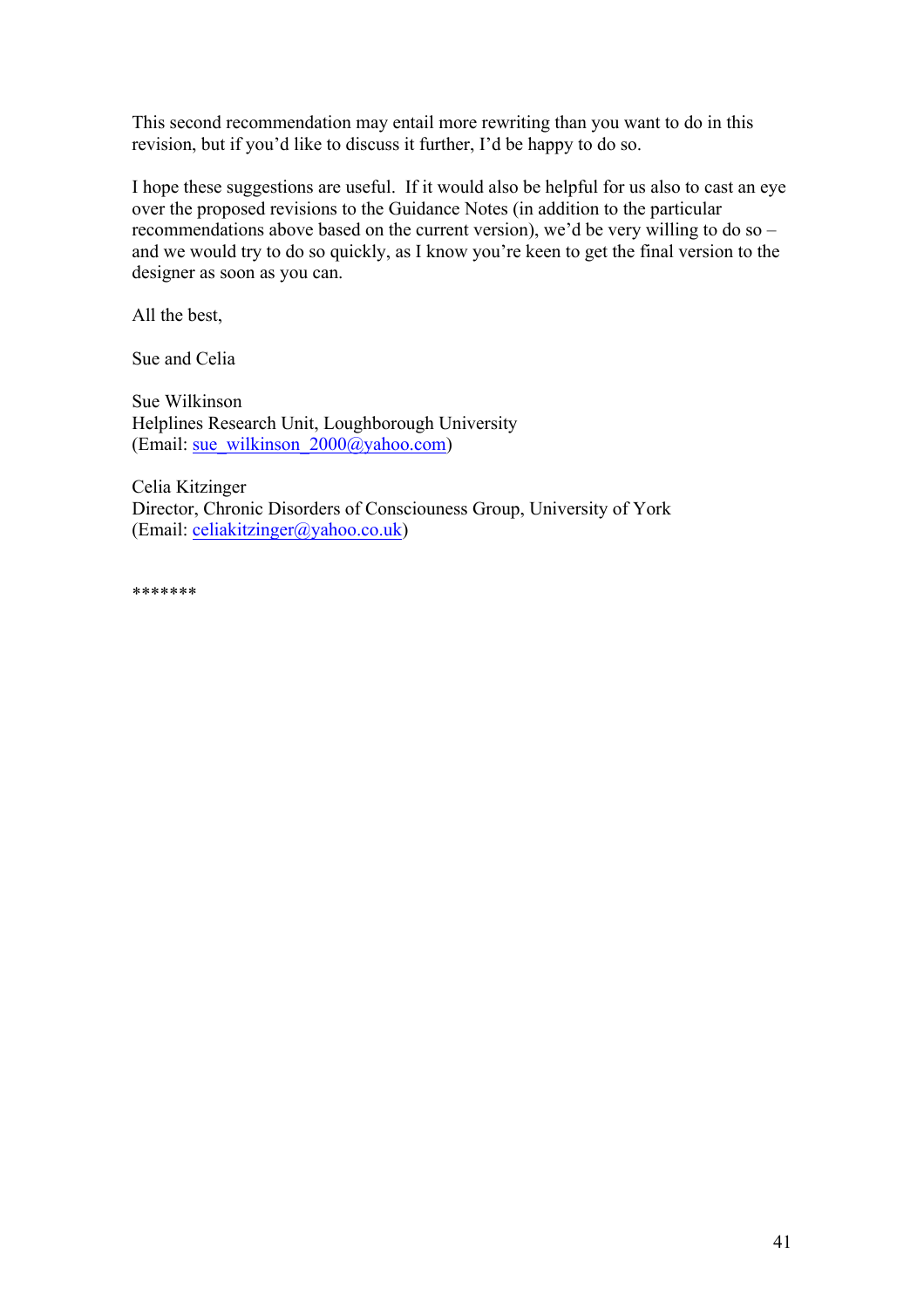This second recommendation may entail more rewriting than you want to do in this revision, but if you'd like to discuss it further, I'd be happy to do so.

I hope these suggestions are useful. If it would also be helpful for us also to cast an eye over the proposed revisions to the Guidance Notes (in addition to the particular recommendations above based on the current version), we'd be very willing to do so – and we would try to do so quickly, as I know you're keen to get the final version to the designer as soon as you can.

All the best,

Sue and Celia

Sue Wilkinson
Helplines Research Unit, Loughborough University
(Email: sue_wilkinson_2000@yahoo.com)

Celia Kitzinger
Director, Chronic Disorders of Consciouness Group, University of York
(Email: celiakitzinger@yahoo.co.uk)

*******